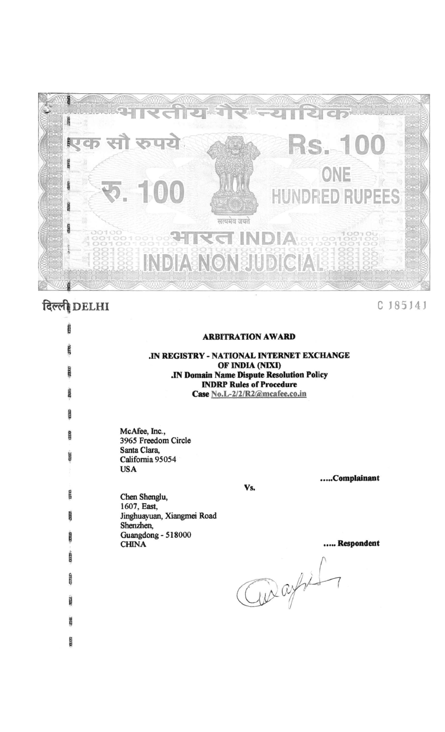भारतीय गैर न्यायिक

एक सौ रुपये

Rs. 100

ONE HUNDRED RUPEES

रु. 100

सत्यमेव जयते

भारत INDIA

INDIA NON JUDICIAL

दिल्ली DELHI

C 185141

**ARBITRATION AWARD**

**.IN REGISTRY - NATIONAL INTERNET EXCHANGE OF INDIA (NIXI)**
**.IN Domain Name Dispute Resolution Policy**
**INDRP Rules of Procedure**
**Case No.L-2/2/R2@mcafee.co.in**

McAfee, Inc.,
3965 Freedom Circle
Santa Clara,
California 95054
USA

**.....Complainant**

**Vs.**

Chen Shenglu,
1607, East,
Jinghuayuan, Xiangmei Road
Shenzhen,
Guangdong - 518000
CHINA

**..... Respondent**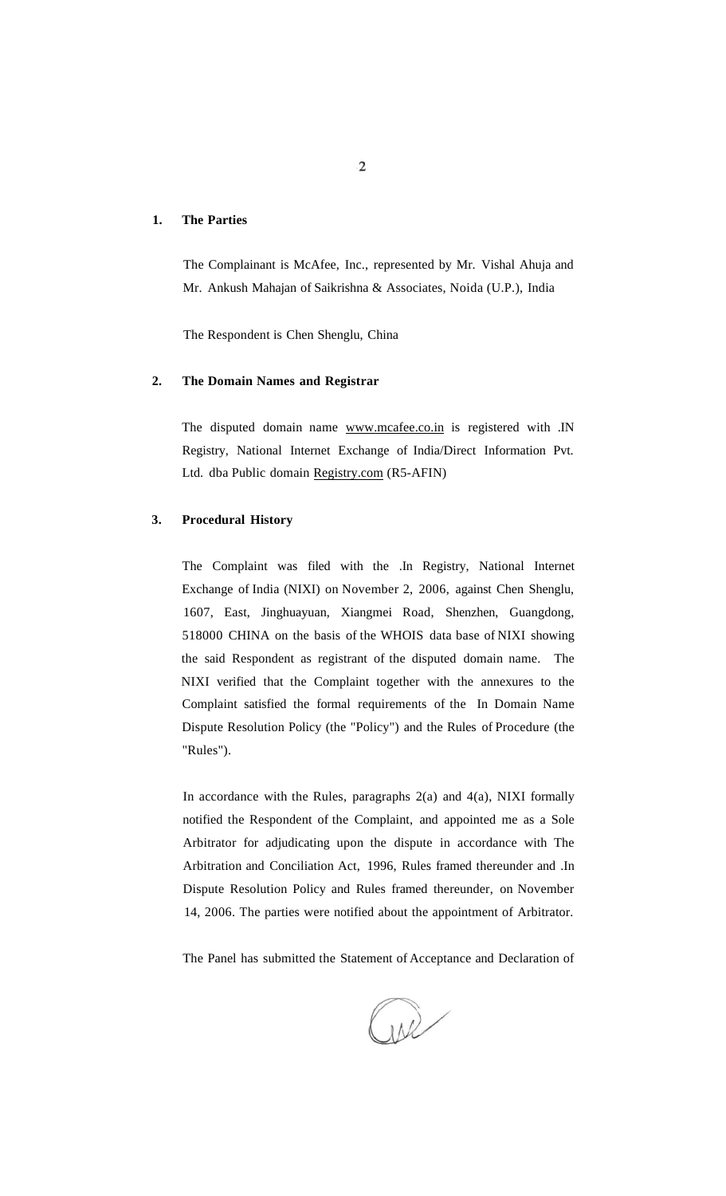## 1. The Parties

The Complainant is McAfee, Inc., represented by Mr. Vishal Ahuja and Mr. Ankush Mahajan of Saikrishna & Associates, Noida (U.P.), India

The Respondent is Chen Shenglu, China

## 2. The Domain Names and Registrar

The disputed domain name www.mcafee.co.in is registered with .IN Registry, National Internet Exchange of India/Direct Information Pvt. Ltd. dba Public domain Registry.com (R5-AFIN)

## 3. Procedural History

The Complaint was filed with the .In Registry, National Internet Exchange of India (NIXI) on November 2, 2006, against Chen Shenglu, 1607, East, Jinghuayuan, Xiangmei Road, Shenzhen, Guangdong, 518000 CHINA on the basis of the WHOIS data base of NIXI showing the said Respondent as registrant of the disputed domain name. The NIXI verified that the Complaint together with the annexures to the Complaint satisfied the formal requirements of the In Domain Name Dispute Resolution Policy (the "Policy") and the Rules of Procedure (the "Rules").

In accordance with the Rules, paragraphs 2(a) and 4(a), NIXI formally notified the Respondent of the Complaint, and appointed me as a Sole Arbitrator for adjudicating upon the dispute in accordance with The Arbitration and Conciliation Act, 1996, Rules framed thereunder and .In Dispute Resolution Policy and Rules framed thereunder, on November 14, 2006. The parties were notified about the appointment of Arbitrator.

The Panel has submitted the Statement of Acceptance and Declaration of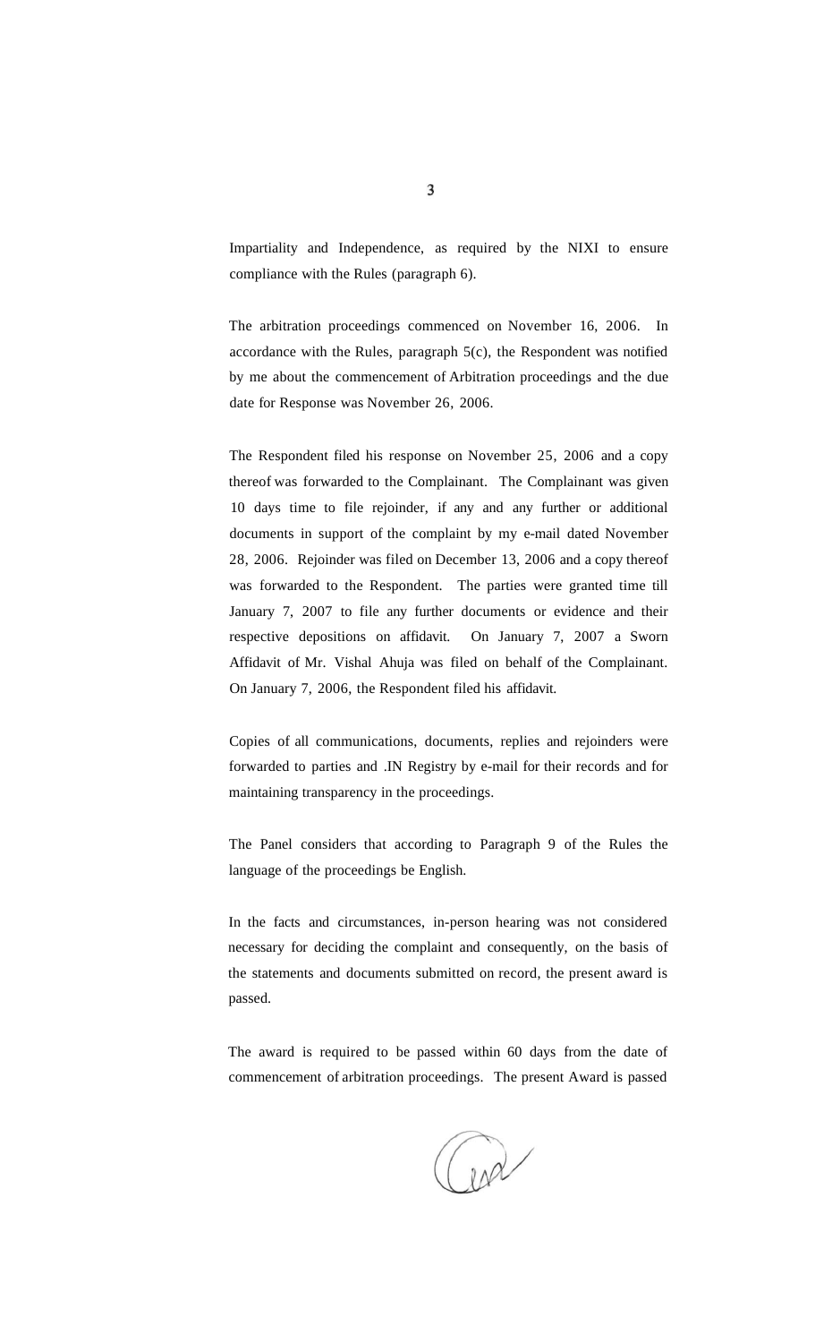Impartiality and Independence, as required by the NIXI to ensure compliance with the Rules (paragraph 6).

The arbitration proceedings commenced on November 16, 2006. In accordance with the Rules, paragraph 5(c), the Respondent was notified by me about the commencement of Arbitration proceedings and the due date for Response was November 26, 2006.

The Respondent filed his response on November 25, 2006 and a copy thereof was forwarded to the Complainant. The Complainant was given 10 days time to file rejoinder, if any and any further or additional documents in support of the complaint by my e-mail dated November 28, 2006. Rejoinder was filed on December 13, 2006 and a copy thereof was forwarded to the Respondent. The parties were granted time till January 7, 2007 to file any further documents or evidence and their respective depositions on affidavit. On January 7, 2007 a Sworn Affidavit of Mr. Vishal Ahuja was filed on behalf of the Complainant. On January 7, 2006, the Respondent filed his affidavit.

Copies of all communications, documents, replies and rejoinders were forwarded to parties and .IN Registry by e-mail for their records and for maintaining transparency in the proceedings.

The Panel considers that according to Paragraph 9 of the Rules the language of the proceedings be English.

In the facts and circumstances, in-person hearing was not considered necessary for deciding the complaint and consequently, on the basis of the statements and documents submitted on record, the present award is passed.

The award is required to be passed within 60 days from the date of commencement of arbitration proceedings. The present Award is passed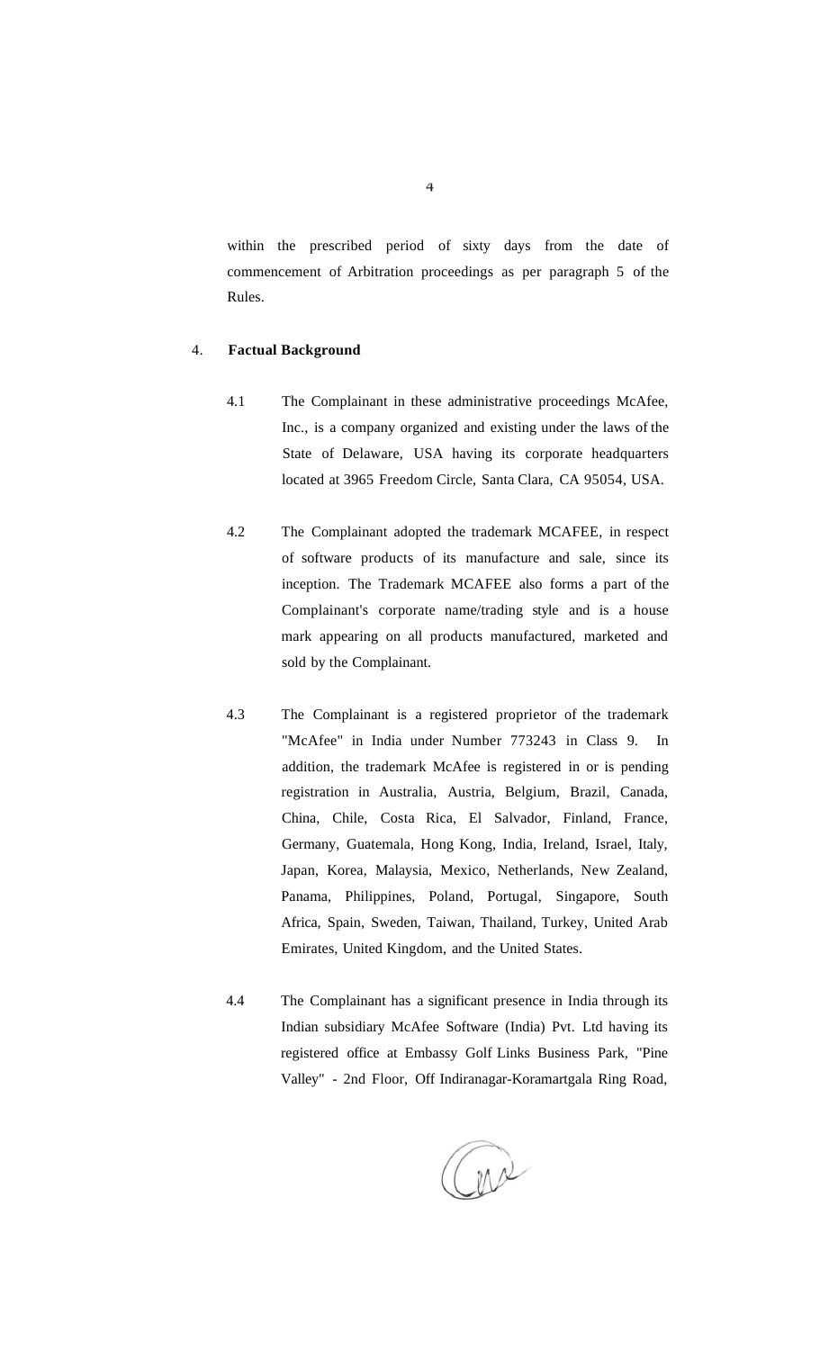within the prescribed period of sixty days from the date of commencement of Arbitration proceedings as per paragraph 5 of the Rules.

4. **Factual Background**

4.1 The Complainant in these administrative proceedings McAfee, Inc., is a company organized and existing under the laws of the State of Delaware, USA having its corporate headquarters located at 3965 Freedom Circle, Santa Clara, CA 95054, USA.

4.2 The Complainant adopted the trademark MCAFEE, in respect of software products of its manufacture and sale, since its inception. The Trademark MCAFEE also forms a part of the Complainant's corporate name/trading style and is a house mark appearing on all products manufactured, marketed and sold by the Complainant.

4.3 The Complainant is a registered proprietor of the trademark "McAfee" in India under Number 773243 in Class 9. In addition, the trademark McAfee is registered in or is pending registration in Australia, Austria, Belgium, Brazil, Canada, China, Chile, Costa Rica, El Salvador, Finland, France, Germany, Guatemala, Hong Kong, India, Ireland, Israel, Italy, Japan, Korea, Malaysia, Mexico, Netherlands, New Zealand, Panama, Philippines, Poland, Portugal, Singapore, South Africa, Spain, Sweden, Taiwan, Thailand, Turkey, United Arab Emirates, United Kingdom, and the United States.

4.4 The Complainant has a significant presence in India through its Indian subsidiary McAfee Software (India) Pvt. Ltd having its registered office at Embassy Golf Links Business Park, "Pine Valley" - 2nd Floor, Off Indiranagar-Koramartgala Ring Road,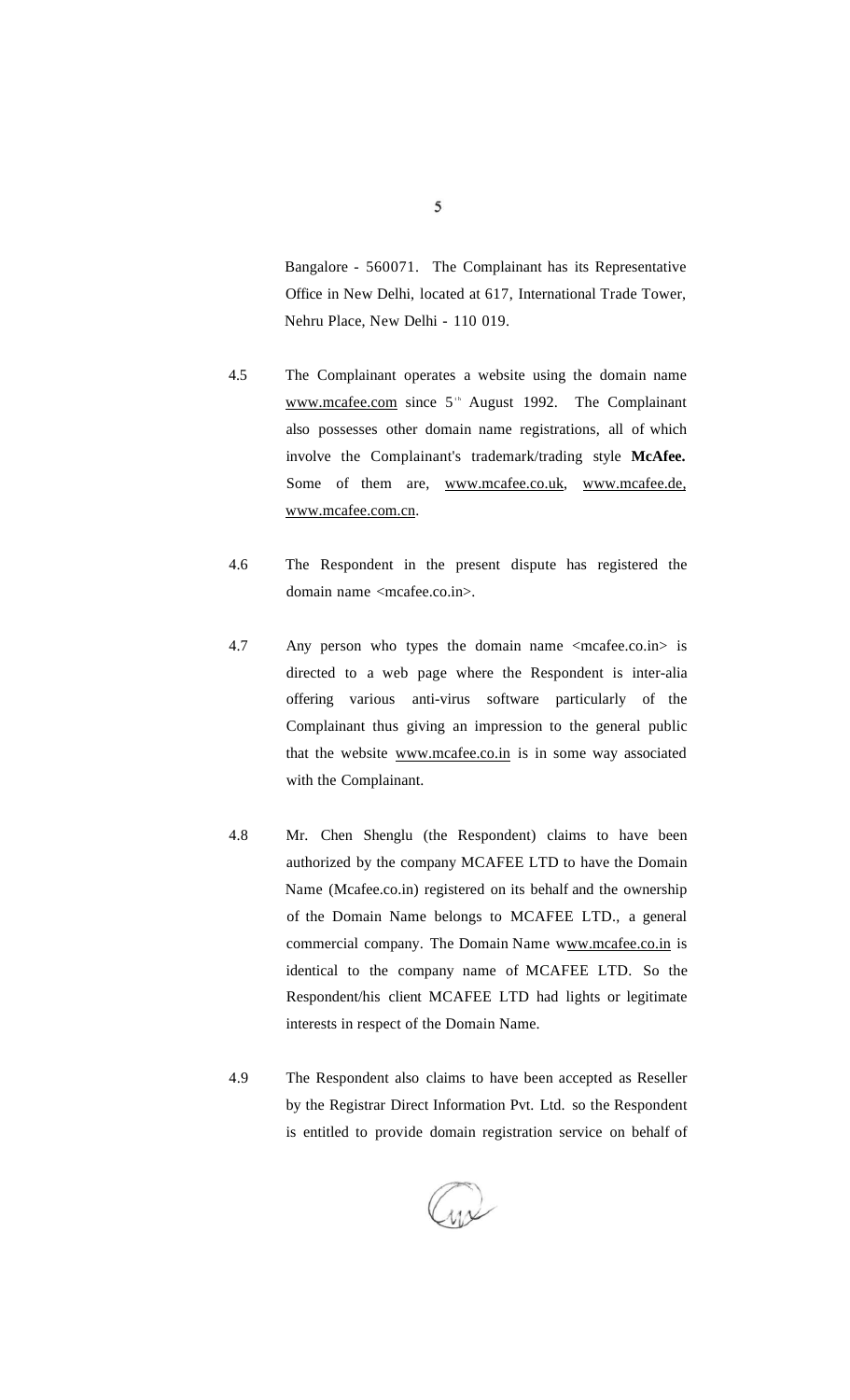Bangalore - 560071. The Complainant has its Representative Office in New Delhi, located at 617, International Trade Tower, Nehru Place, New Delhi - 110 019.

4.5 The Complainant operates a website using the domain name www.mcafee.com since 5th August 1992. The Complainant also possesses other domain name registrations, all of which involve the Complainant's trademark/trading style **McAfee.** Some of them are, www.mcafee.co.uk, www.mcafee.de, www.mcafee.com.cn.

4.6 The Respondent in the present dispute has registered the domain name <mcafee.co.in>.

4.7 Any person who types the domain name <mcafee.co.in> is directed to a web page where the Respondent is inter-alia offering various anti-virus software particularly of the Complainant thus giving an impression to the general public that the website www.mcafee.co.in is in some way associated with the Complainant.

4.8 Mr. Chen Shenglu (the Respondent) claims to have been authorized by the company MCAFEE LTD to have the Domain Name (Mcafee.co.in) registered on its behalf and the ownership of the Domain Name belongs to MCAFEE LTD., a general commercial company. The Domain Name www.mcafee.co.in is identical to the company name of MCAFEE LTD. So the Respondent/his client MCAFEE LTD had lights or legitimate interests in respect of the Domain Name.

4.9 The Respondent also claims to have been accepted as Reseller by the Registrar Direct Information Pvt. Ltd. so the Respondent is entitled to provide domain registration service on behalf of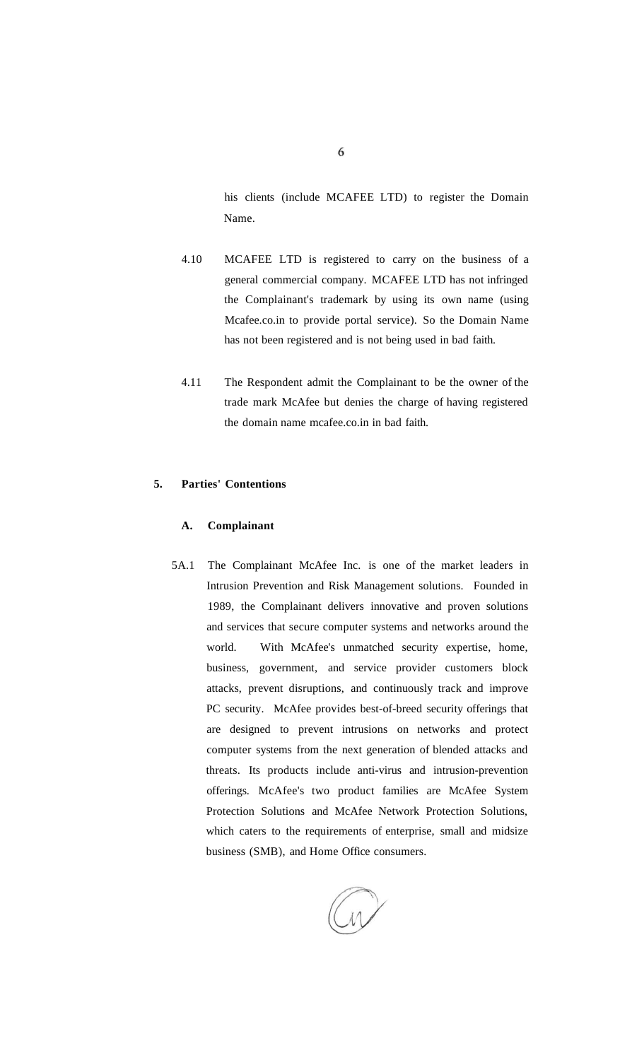his clients (include MCAFEE LTD) to register the Domain Name.

4.10 MCAFEE LTD is registered to carry on the business of a general commercial company. MCAFEE LTD has not infringed the Complainant's trademark by using its own name (using Mcafee.co.in to provide portal service). So the Domain Name has not been registered and is not being used in bad faith.

4.11 The Respondent admit the Complainant to be the owner of the trade mark McAfee but denies the charge of having registered the domain name mcafee.co.in in bad faith.

## 5. Parties' Contentions

### A. Complainant

5A.1 The Complainant McAfee Inc. is one of the market leaders in Intrusion Prevention and Risk Management solutions. Founded in 1989, the Complainant delivers innovative and proven solutions and services that secure computer systems and networks around the world. With McAfee's unmatched security expertise, home, business, government, and service provider customers block attacks, prevent disruptions, and continuously track and improve PC security. McAfee provides best-of-breed security offerings that are designed to prevent intrusions on networks and protect computer systems from the next generation of blended attacks and threats. Its products include anti-virus and intrusion-prevention offerings. McAfee's two product families are McAfee System Protection Solutions and McAfee Network Protection Solutions, which caters to the requirements of enterprise, small and midsize business (SMB), and Home Office consumers.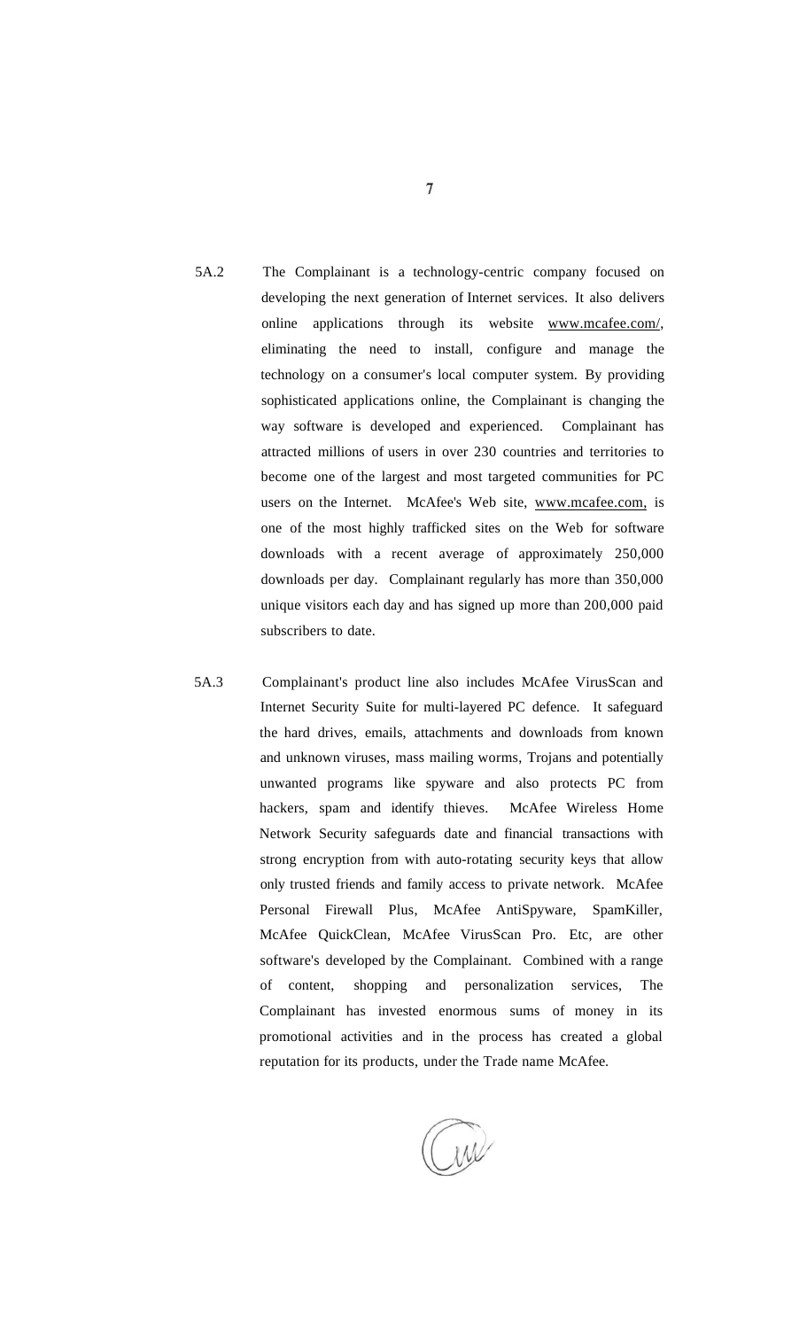5A.2 The Complainant is a technology-centric company focused on developing the next generation of Internet services. It also delivers online applications through its website www.mcafee.com/, eliminating the need to install, configure and manage the technology on a consumer's local computer system. By providing sophisticated applications online, the Complainant is changing the way software is developed and experienced. Complainant has attracted millions of users in over 230 countries and territories to become one of the largest and most targeted communities for PC users on the Internet. McAfee's Web site, www.mcafee.com, is one of the most highly trafficked sites on the Web for software downloads with a recent average of approximately 250,000 downloads per day. Complainant regularly has more than 350,000 unique visitors each day and has signed up more than 200,000 paid subscribers to date.

5A.3 Complainant's product line also includes McAfee VirusScan and Internet Security Suite for multi-layered PC defence. It safeguard the hard drives, emails, attachments and downloads from known and unknown viruses, mass mailing worms, Trojans and potentially unwanted programs like spyware and also protects PC from hackers, spam and identify thieves. McAfee Wireless Home Network Security safeguards date and financial transactions with strong encryption from with auto-rotating security keys that allow only trusted friends and family access to private network. McAfee Personal Firewall Plus, McAfee AntiSpyware, SpamKiller, McAfee QuickClean, McAfee VirusScan Pro. Etc, are other software's developed by the Complainant. Combined with a range of content, shopping and personalization services, The Complainant has invested enormous sums of money in its promotional activities and in the process has created a global reputation for its products, under the Trade name McAfee.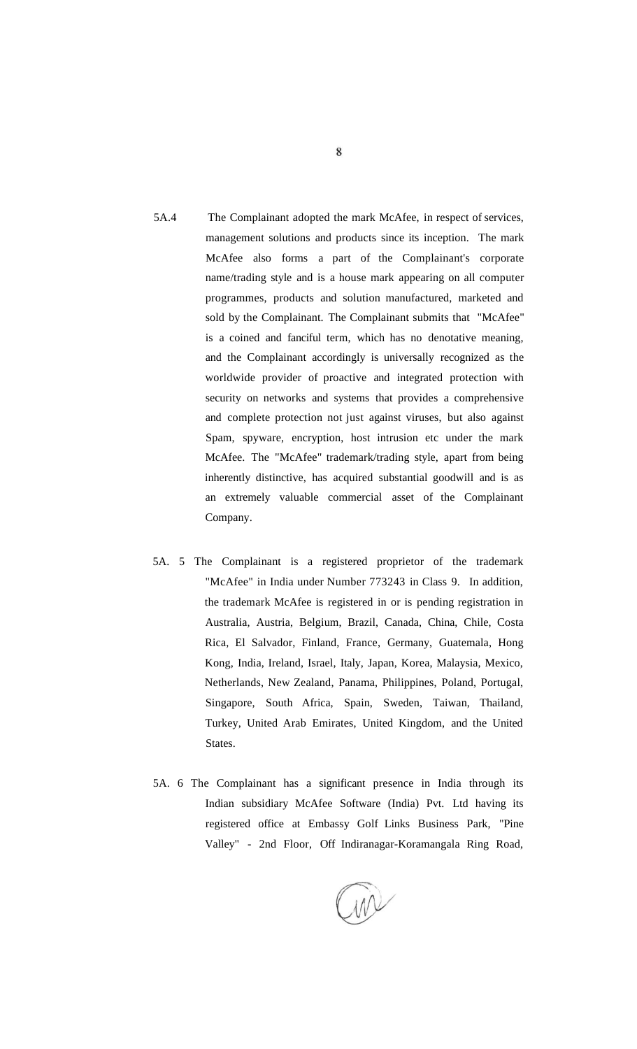5A.4 The Complainant adopted the mark McAfee, in respect of services, management solutions and products since its inception. The mark McAfee also forms a part of the Complainant's corporate name/trading style and is a house mark appearing on all computer programmes, products and solution manufactured, marketed and sold by the Complainant. The Complainant submits that "McAfee" is a coined and fanciful term, which has no denotative meaning, and the Complainant accordingly is universally recognized as the worldwide provider of proactive and integrated protection with security on networks and systems that provides a comprehensive and complete protection not just against viruses, but also against Spam, spyware, encryption, host intrusion etc under the mark McAfee. The "McAfee" trademark/trading style, apart from being inherently distinctive, has acquired substantial goodwill and is as an extremely valuable commercial asset of the Complainant Company.

5A. 5 The Complainant is a registered proprietor of the trademark "McAfee" in India under Number 773243 in Class 9. In addition, the trademark McAfee is registered in or is pending registration in Australia, Austria, Belgium, Brazil, Canada, China, Chile, Costa Rica, El Salvador, Finland, France, Germany, Guatemala, Hong Kong, India, Ireland, Israel, Italy, Japan, Korea, Malaysia, Mexico, Netherlands, New Zealand, Panama, Philippines, Poland, Portugal, Singapore, South Africa, Spain, Sweden, Taiwan, Thailand, Turkey, United Arab Emirates, United Kingdom, and the United States.

5A. 6 The Complainant has a significant presence in India through its Indian subsidiary McAfee Software (India) Pvt. Ltd having its registered office at Embassy Golf Links Business Park, "Pine Valley" - 2nd Floor, Off Indiranagar-Koramangala Ring Road,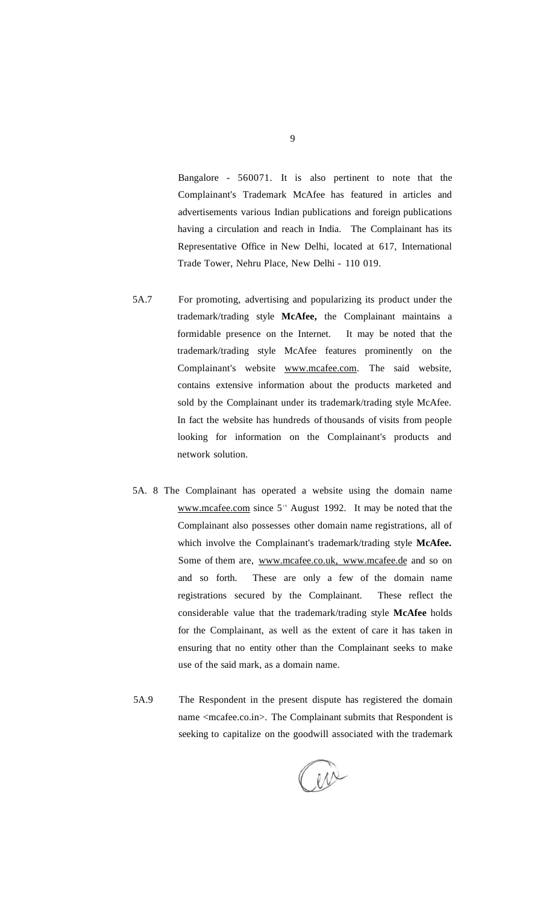Bangalore - 560071. It is also pertinent to note that the Complainant's Trademark McAfee has featured in articles and advertisements various Indian publications and foreign publications having a circulation and reach in India. The Complainant has its Representative Office in New Delhi, located at 617, International Trade Tower, Nehru Place, New Delhi - 110 019.

5A.7 For promoting, advertising and popularizing its product under the trademark/trading style **McAfee,** the Complainant maintains a formidable presence on the Internet. It may be noted that the trademark/trading style McAfee features prominently on the Complainant's website www.mcafee.com. The said website, contains extensive information about the products marketed and sold by the Complainant under its trademark/trading style McAfee. In fact the website has hundreds of thousands of visits from people looking for information on the Complainant's products and network solution.

5A. 8 The Complainant has operated a website using the domain name www.mcafee.com since 5th August 1992. It may be noted that the Complainant also possesses other domain name registrations, all of which involve the Complainant's trademark/trading style **McAfee.** Some of them are, www.mcafee.co.uk, www.mcafee.de and so on and so forth. These are only a few of the domain name registrations secured by the Complainant. These reflect the considerable value that the trademark/trading style **McAfee** holds for the Complainant, as well as the extent of care it has taken in ensuring that no entity other than the Complainant seeks to make use of the said mark, as a domain name.

5A.9 The Respondent in the present dispute has registered the domain name <mcafee.co.in>. The Complainant submits that Respondent is seeking to capitalize on the goodwill associated with the trademark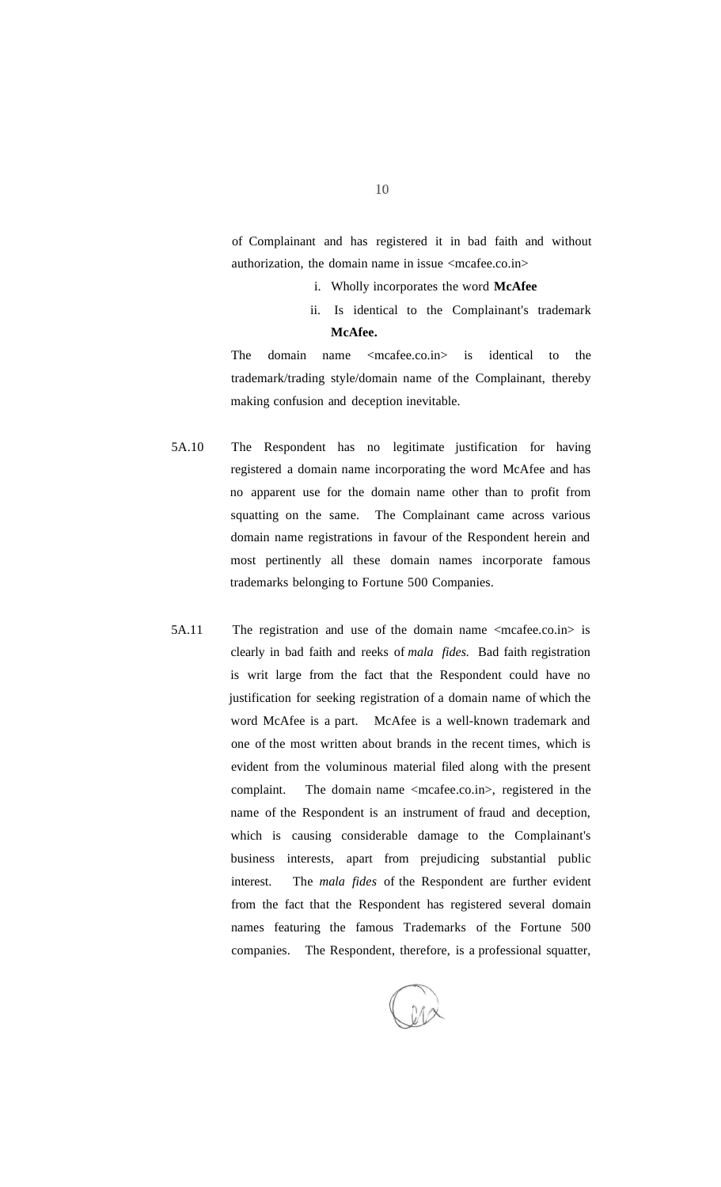of Complainant and has registered it in bad faith and without authorization, the domain name in issue <mcafee.co.in>

i. Wholly incorporates the word **McAfee**

ii. Is identical to the Complainant's trademark **McAfee.**

The domain name <mcafee.co.in> is identical to the trademark/trading style/domain name of the Complainant, thereby making confusion and deception inevitable.

5A.10 The Respondent has no legitimate justification for having registered a domain name incorporating the word McAfee and has no apparent use for the domain name other than to profit from squatting on the same. The Complainant came across various domain name registrations in favour of the Respondent herein and most pertinently all these domain names incorporate famous trademarks belonging to Fortune 500 Companies.

5A.11 The registration and use of the domain name <mcafee.co.in> is clearly in bad faith and reeks of *mala fides.* Bad faith registration is writ large from the fact that the Respondent could have no justification for seeking registration of a domain name of which the word McAfee is a part. McAfee is a well-known trademark and one of the most written about brands in the recent times, which is evident from the voluminous material filed along with the present complaint. The domain name <mcafee.co.in>, registered in the name of the Respondent is an instrument of fraud and deception, which is causing considerable damage to the Complainant's business interests, apart from prejudicing substantial public interest. The *mala fides* of the Respondent are further evident from the fact that the Respondent has registered several domain names featuring the famous Trademarks of the Fortune 500 companies. The Respondent, therefore, is a professional squatter,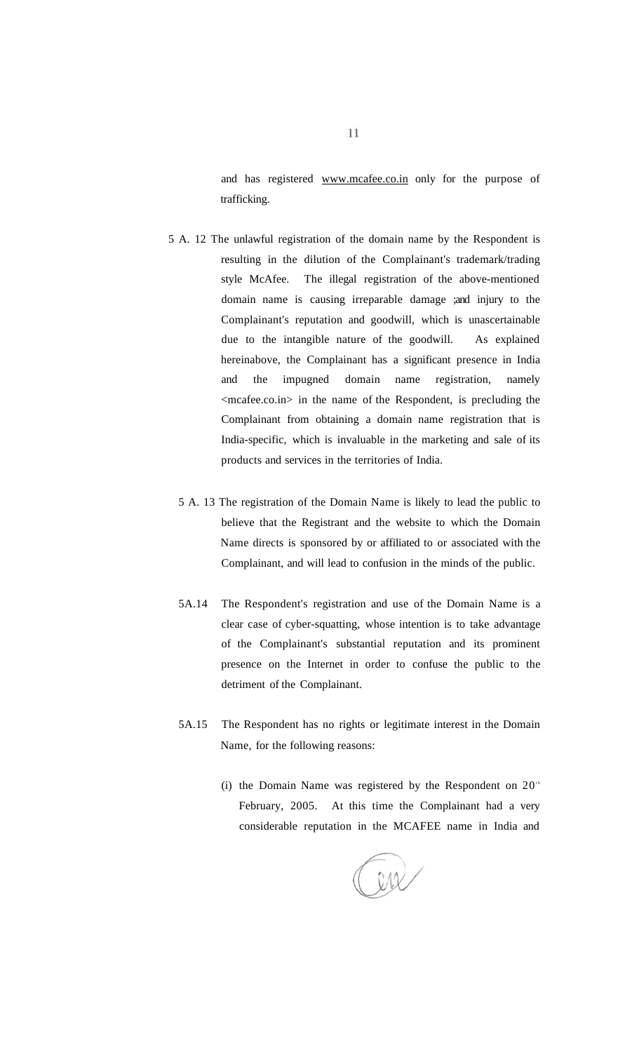and has registered www.mcafee.co.in only for the purpose of trafficking.

5 A. 12 The unlawful registration of the domain name by the Respondent is resulting in the dilution of the Complainant's trademark/trading style McAfee. The illegal registration of the above-mentioned domain name is causing irreparable damage ;and injury to the Complainant's reputation and goodwill, which is unascertainable due to the intangible nature of the goodwill. As explained hereinabove, the Complainant has a significant presence in India and the impugned domain name registration, namely <mcafee.co.in> in the name of the Respondent, is precluding the Complainant from obtaining a domain name registration that is India-specific, which is invaluable in the marketing and sale of its products and services in the territories of India.

5 A. 13 The registration of the Domain Name is likely to lead the public to believe that the Registrant and the website to which the Domain Name directs is sponsored by or affiliated to or associated with the Complainant, and will lead to confusion in the minds of the public.

5A.14 The Respondent's registration and use of the Domain Name is a clear case of cyber-squatting, whose intention is to take advantage of the Complainant's substantial reputation and its prominent presence on the Internet in order to confuse the public to the detriment of the Complainant.

5A.15 The Respondent has no rights or legitimate interest in the Domain Name, for the following reasons:

(i) the Domain Name was registered by the Respondent on 20th February, 2005. At this time the Complainant had a very considerable reputation in the MCAFEE name in India and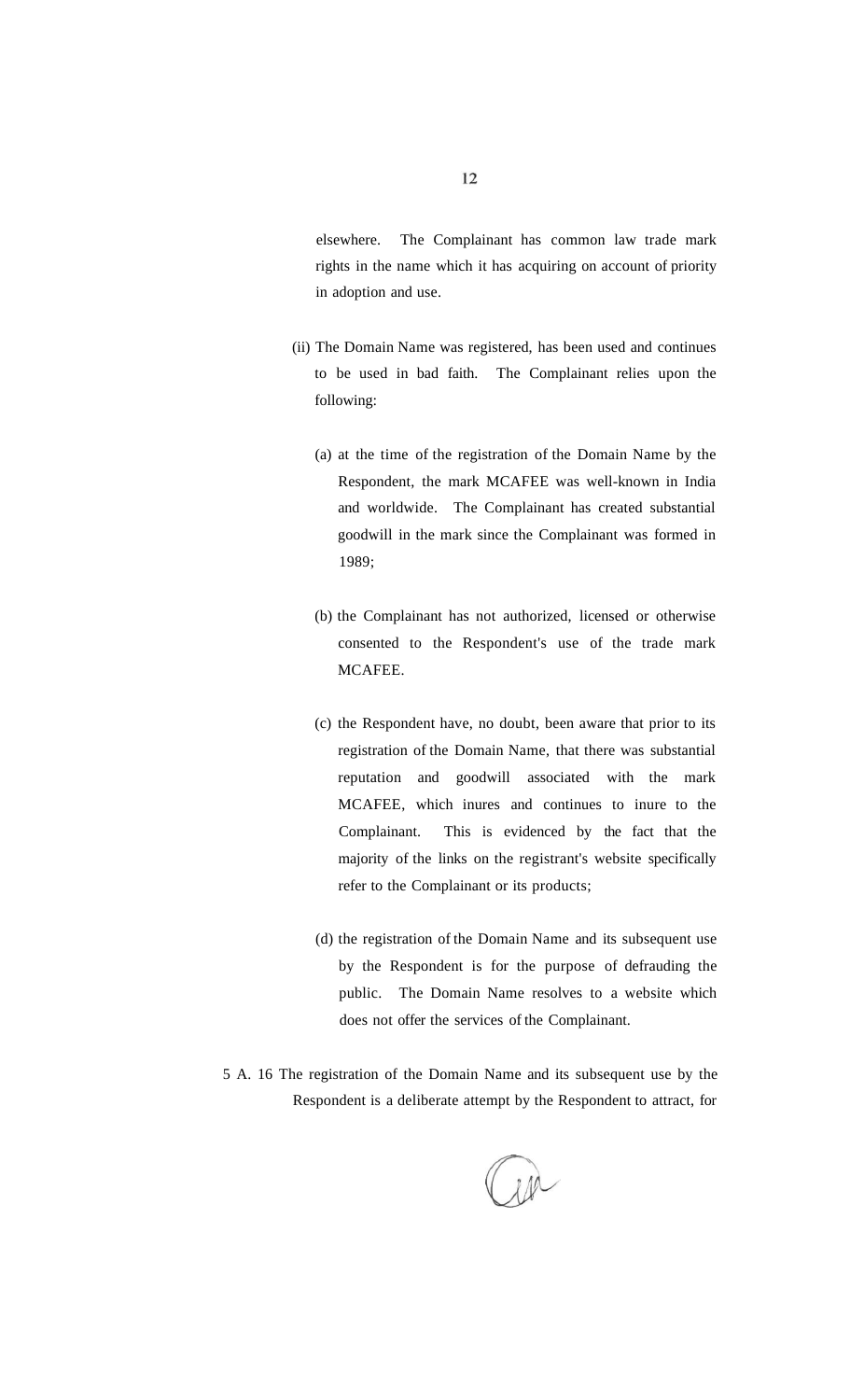elsewhere. The Complainant has common law trade mark rights in the name which it has acquiring on account of priority in adoption and use.

(ii) The Domain Name was registered, has been used and continues to be used in bad faith. The Complainant relies upon the following:

(a) at the time of the registration of the Domain Name by the Respondent, the mark MCAFEE was well-known in India and worldwide. The Complainant has created substantial goodwill in the mark since the Complainant was formed in 1989;

(b) the Complainant has not authorized, licensed or otherwise consented to the Respondent's use of the trade mark MCAFEE.

(c) the Respondent have, no doubt, been aware that prior to its registration of the Domain Name, that there was substantial reputation and goodwill associated with the mark MCAFEE, which inures and continues to inure to the Complainant. This is evidenced by the fact that the majority of the links on the registrant's website specifically refer to the Complainant or its products;

(d) the registration of the Domain Name and its subsequent use by the Respondent is for the purpose of defrauding the public. The Domain Name resolves to a website which does not offer the services of the Complainant.

5 A. 16 The registration of the Domain Name and its subsequent use by the Respondent is a deliberate attempt by the Respondent to attract, for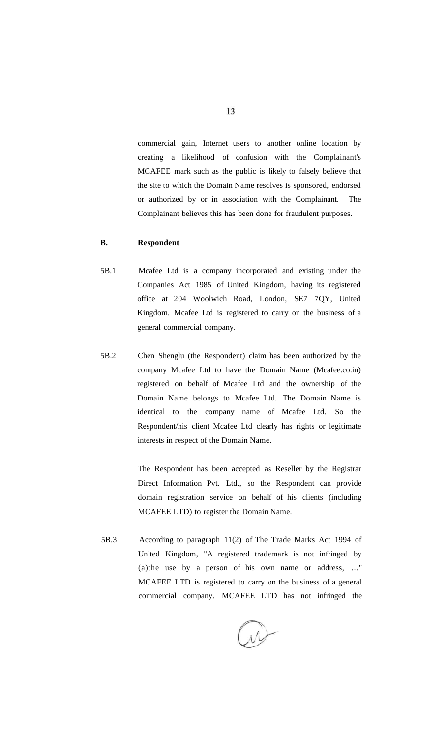commercial gain, Internet users to another online location by creating a likelihood of confusion with the Complainant's MCAFEE mark such as the public is likely to falsely believe that the site to which the Domain Name resolves is sponsored, endorsed or authorized by or in association with the Complainant. The Complainant believes this has been done for fraudulent purposes.

**B. Respondent**

5B.1 Mcafee Ltd is a company incorporated and existing under the Companies Act 1985 of United Kingdom, having its registered office at 204 Woolwich Road, London, SE7 7QY, United Kingdom. Mcafee Ltd is registered to carry on the business of a general commercial company.

5B.2 Chen Shenglu (the Respondent) claim has been authorized by the company Mcafee Ltd to have the Domain Name (Mcafee.co.in) registered on behalf of Mcafee Ltd and the ownership of the Domain Name belongs to Mcafee Ltd. The Domain Name is identical to the company name of Mcafee Ltd. So the Respondent/his client Mcafee Ltd clearly has rights or legitimate interests in respect of the Domain Name.

The Respondent has been accepted as Reseller by the Registrar Direct Information Pvt. Ltd., so the Respondent can provide domain registration service on behalf of his clients (including MCAFEE LTD) to register the Domain Name.

5B.3 According to paragraph 11(2) of The Trade Marks Act 1994 of United Kingdom, "A registered trademark is not infringed by (a)the use by a person of his own name or address, ..." MCAFEE LTD is registered to carry on the business of a general commercial company. MCAFEE LTD has not infringed the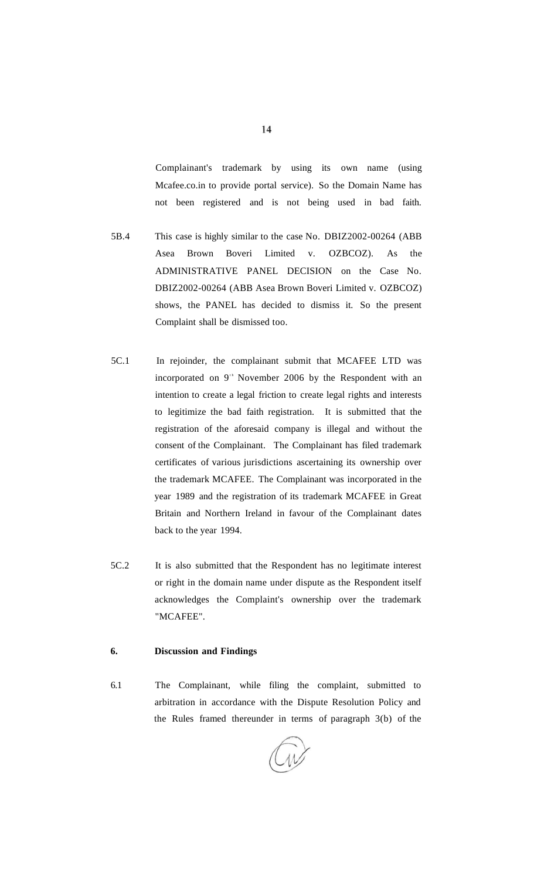Complainant's trademark by using its own name (using Mcafee.co.in to provide portal service). So the Domain Name has not been registered and is not being used in bad faith.

5B.4 This case is highly similar to the case No. DBIZ2002-00264 (ABB Asea Brown Boveri Limited v. OZBCOZ). As the ADMINISTRATIVE PANEL DECISION on the Case No. DBIZ2002-00264 (ABB Asea Brown Boveri Limited v. OZBCOZ) shows, the PANEL has decided to dismiss it. So the present Complaint shall be dismissed too.

5C.1 In rejoinder, the complainant submit that MCAFEE LTD was incorporated on 9th November 2006 by the Respondent with an intention to create a legal friction to create legal rights and interests to legitimize the bad faith registration. It is submitted that the registration of the aforesaid company is illegal and without the consent of the Complainant. The Complainant has filed trademark certificates of various jurisdictions ascertaining its ownership over the trademark MCAFEE. The Complainant was incorporated in the year 1989 and the registration of its trademark MCAFEE in Great Britain and Northern Ireland in favour of the Complainant dates back to the year 1994.

5C.2 It is also submitted that the Respondent has no legitimate interest or right in the domain name under dispute as the Respondent itself acknowledges the Complaint's ownership over the trademark "MCAFEE".

**6. Discussion and Findings**

6.1 The Complainant, while filing the complaint, submitted to arbitration in accordance with the Dispute Resolution Policy and the Rules framed thereunder in terms of paragraph 3(b) of the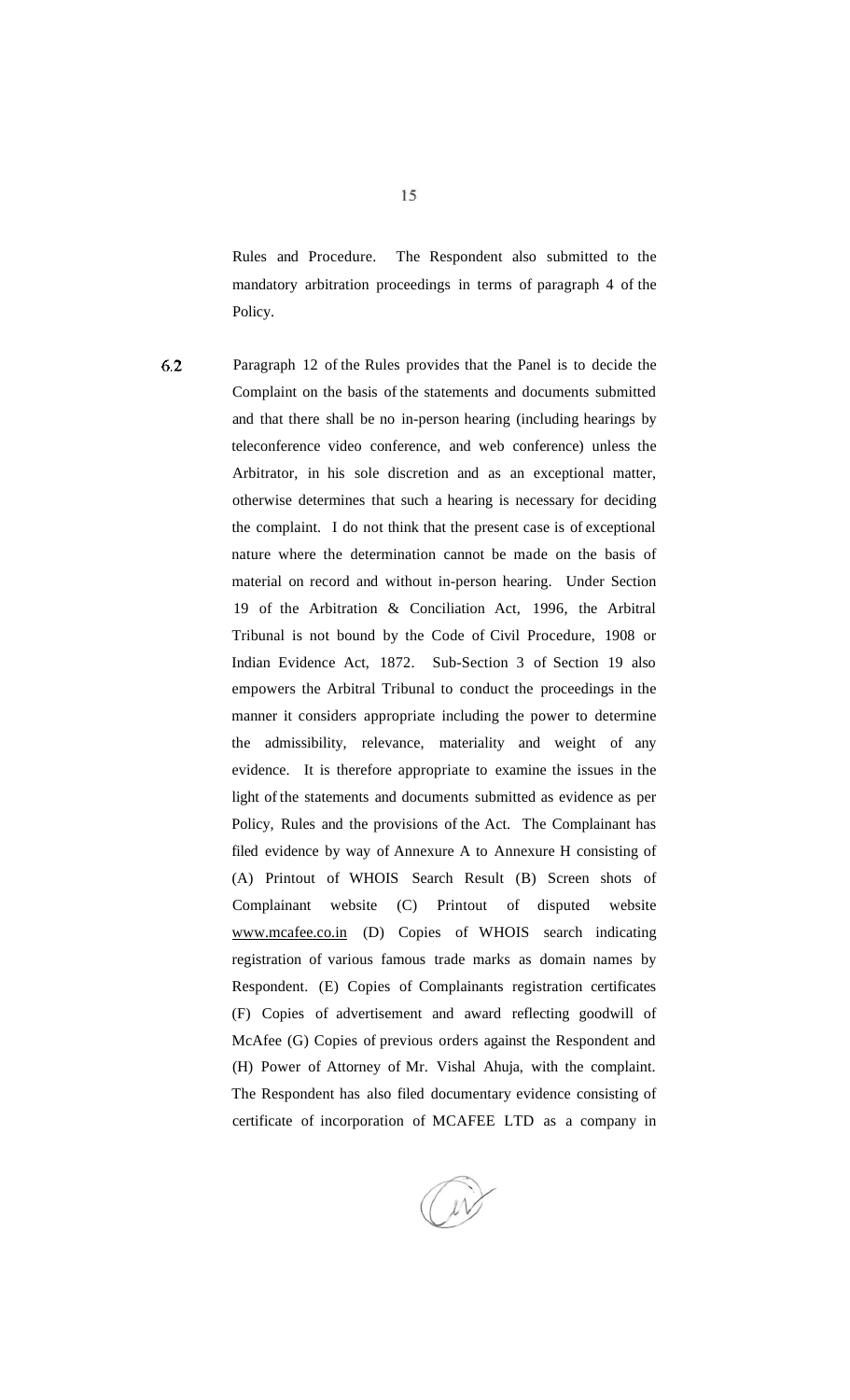Rules and Procedure. The Respondent also submitted to the mandatory arbitration proceedings in terms of paragraph 4 of the Policy.

6.2 Paragraph 12 of the Rules provides that the Panel is to decide the Complaint on the basis of the statements and documents submitted and that there shall be no in-person hearing (including hearings by teleconference video conference, and web conference) unless the Arbitrator, in his sole discretion and as an exceptional matter, otherwise determines that such a hearing is necessary for deciding the complaint. I do not think that the present case is of exceptional nature where the determination cannot be made on the basis of material on record and without in-person hearing. Under Section 19 of the Arbitration & Conciliation Act, 1996, the Arbitral Tribunal is not bound by the Code of Civil Procedure, 1908 or Indian Evidence Act, 1872. Sub-Section 3 of Section 19 also empowers the Arbitral Tribunal to conduct the proceedings in the manner it considers appropriate including the power to determine the admissibility, relevance, materiality and weight of any evidence. It is therefore appropriate to examine the issues in the light of the statements and documents submitted as evidence as per Policy, Rules and the provisions of the Act. The Complainant has filed evidence by way of Annexure A to Annexure H consisting of (A) Printout of WHOIS Search Result (B) Screen shots of Complainant website (C) Printout of disputed website www.mcafee.co.in (D) Copies of WHOIS search indicating registration of various famous trade marks as domain names by Respondent. (E) Copies of Complainants registration certificates (F) Copies of advertisement and award reflecting goodwill of McAfee (G) Copies of previous orders against the Respondent and (H) Power of Attorney of Mr. Vishal Ahuja, with the complaint. The Respondent has also filed documentary evidence consisting of certificate of incorporation of MCAFEE LTD as a company in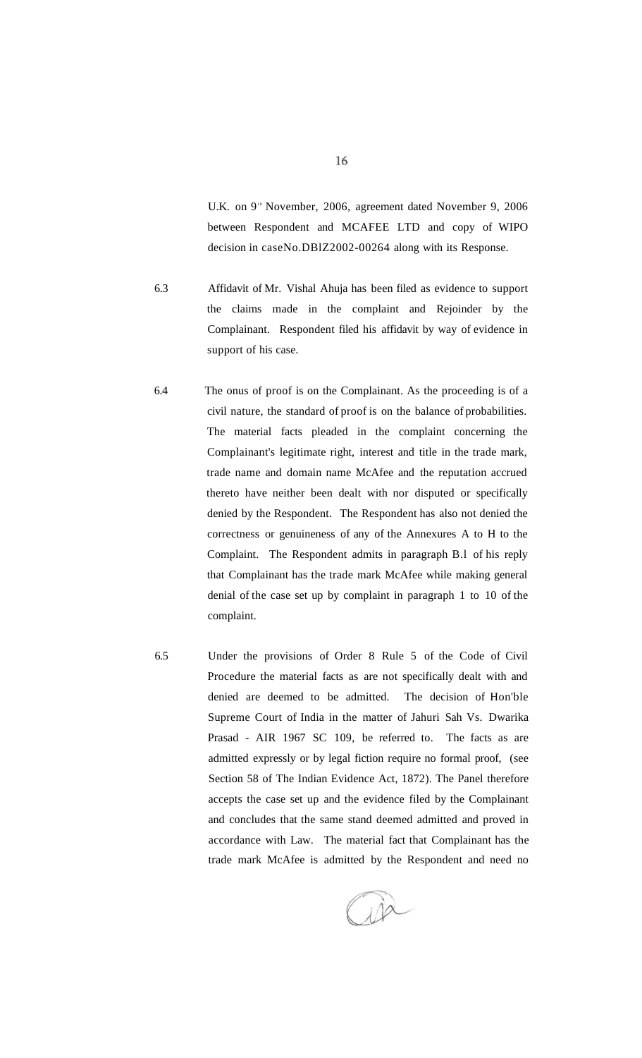U.K. on 9th November, 2006, agreement dated November 9, 2006 between Respondent and MCAFEE LTD and copy of WIPO decision in caseNo.DBlZ2002-00264 along with its Response.

6.3 Affidavit of Mr. Vishal Ahuja has been filed as evidence to support the claims made in the complaint and Rejoinder by the Complainant. Respondent filed his affidavit by way of evidence in support of his case.

6.4 The onus of proof is on the Complainant. As the proceeding is of a civil nature, the standard of proof is on the balance of probabilities. The material facts pleaded in the complaint concerning the Complainant's legitimate right, interest and title in the trade mark, trade name and domain name McAfee and the reputation accrued thereto have neither been dealt with nor disputed or specifically denied by the Respondent. The Respondent has also not denied the correctness or genuineness of any of the Annexures A to H to the Complaint. The Respondent admits in paragraph B.1 of his reply that Complainant has the trade mark McAfee while making general denial of the case set up by complaint in paragraph 1 to 10 of the complaint.

6.5 Under the provisions of Order 8 Rule 5 of the Code of Civil Procedure the material facts as are not specifically dealt with and denied are deemed to be admitted. The decision of Hon'ble Supreme Court of India in the matter of Jahuri Sah Vs. Dwarika Prasad - AIR 1967 SC 109, be referred to. The facts as are admitted expressly or by legal fiction require no formal proof, (see Section 58 of The Indian Evidence Act, 1872). The Panel therefore accepts the case set up and the evidence filed by the Complainant and concludes that the same stand deemed admitted and proved in accordance with Law. The material fact that Complainant has the trade mark McAfee is admitted by the Respondent and need no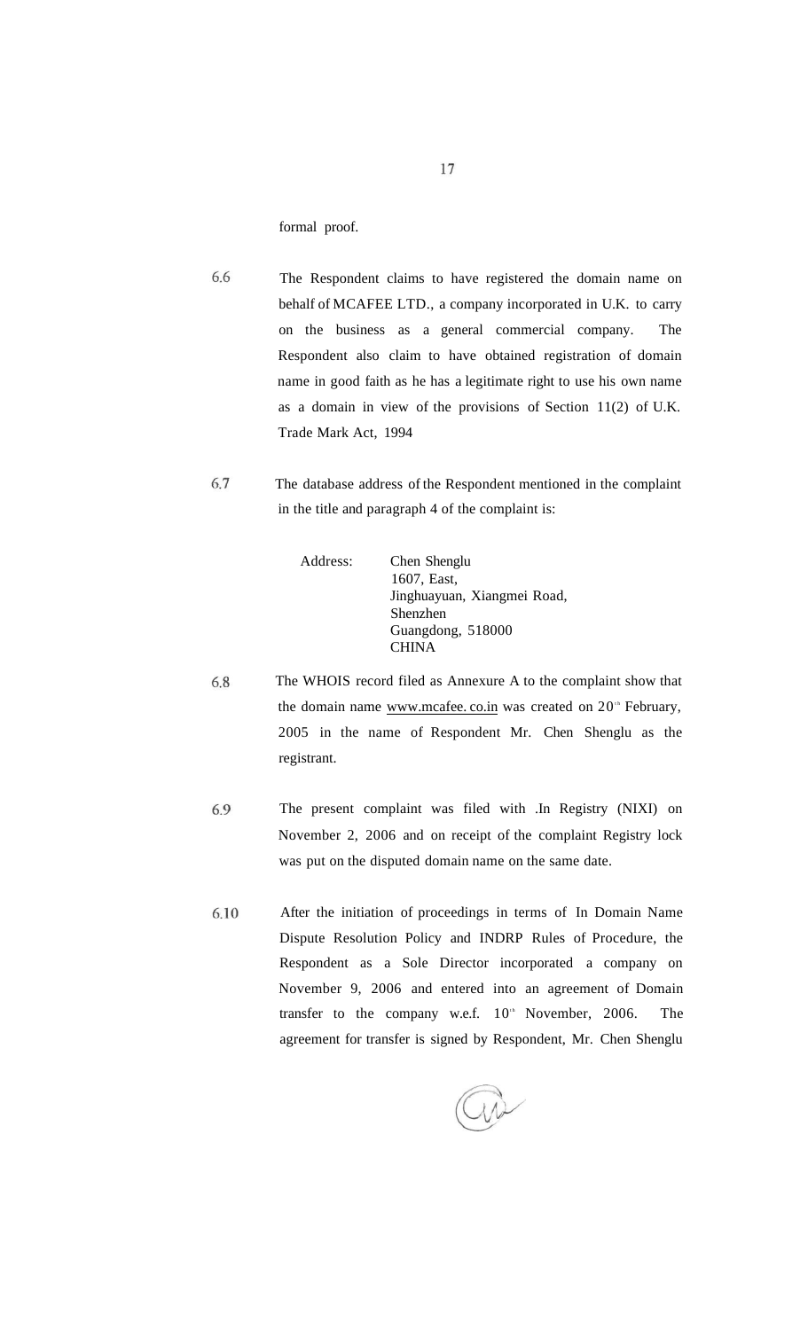formal proof.

6.6 The Respondent claims to have registered the domain name on behalf of MCAFEE LTD., a company incorporated in U.K. to carry on the business as a general commercial company. The Respondent also claim to have obtained registration of domain name in good faith as he has a legitimate right to use his own name as a domain in view of the provisions of Section 11(2) of U.K. Trade Mark Act, 1994

6.7 The database address of the Respondent mentioned in the complaint in the title and paragraph 4 of the complaint is:

Address: Chen Shenglu
1607, East,
Jinghuayuan, Xiangmei Road,
Shenzhen
Guangdong, 518000
CHINA

6.8 The WHOIS record filed as Annexure A to the complaint show that the domain name www.mcafee. co.in was created on 20th February, 2005 in the name of Respondent Mr. Chen Shenglu as the registrant.

6.9 The present complaint was filed with .In Registry (NIXI) on November 2, 2006 and on receipt of the complaint Registry lock was put on the disputed domain name on the same date.

6.10 After the initiation of proceedings in terms of In Domain Name Dispute Resolution Policy and INDRP Rules of Procedure, the Respondent as a Sole Director incorporated a company on November 9, 2006 and entered into an agreement of Domain transfer to the company w.e.f. 10th November, 2006. The agreement for transfer is signed by Respondent, Mr. Chen Shenglu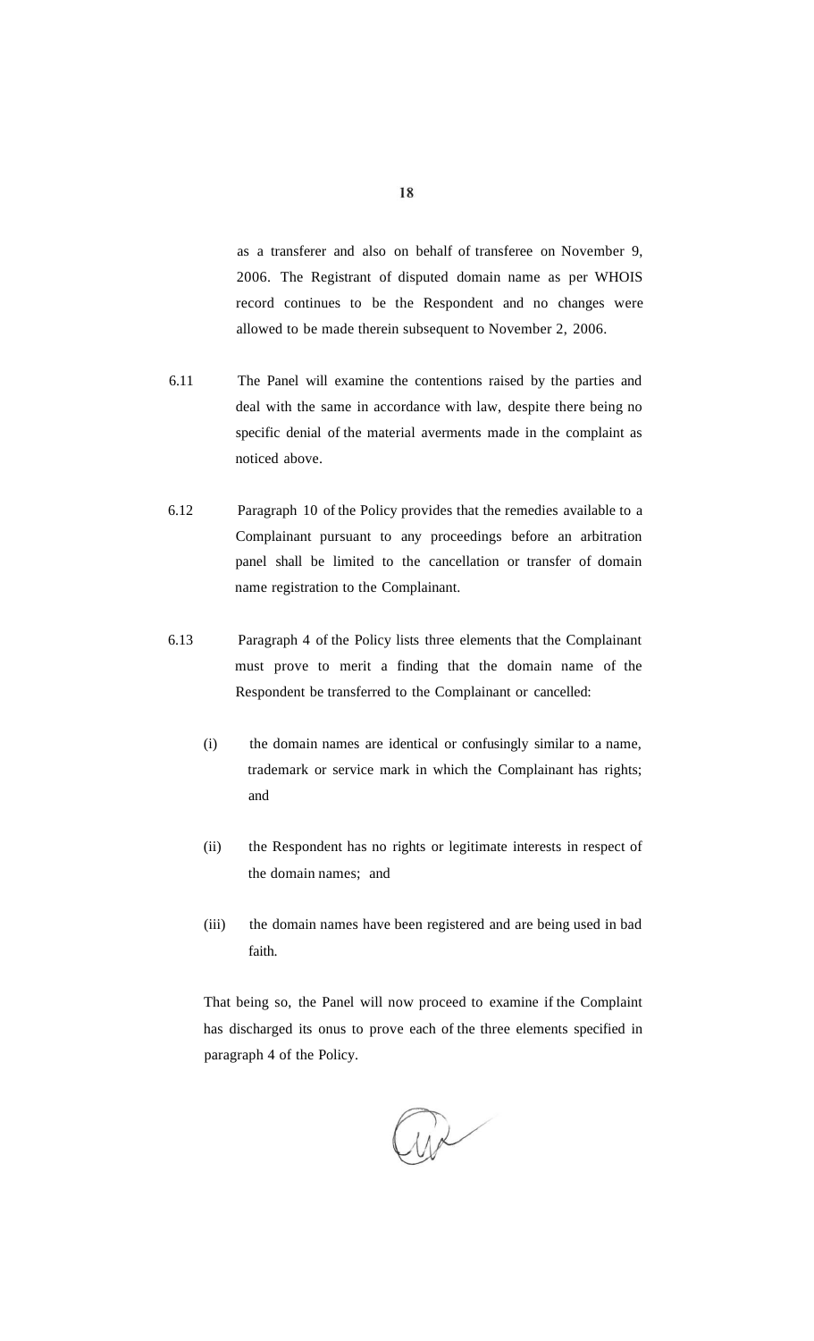as a transferer and also on behalf of transferee on November 9, 2006. The Registrant of disputed domain name as per WHOIS record continues to be the Respondent and no changes were allowed to be made therein subsequent to November 2, 2006.

6.11 The Panel will examine the contentions raised by the parties and deal with the same in accordance with law, despite there being no specific denial of the material averments made in the complaint as noticed above.

6.12 Paragraph 10 of the Policy provides that the remedies available to a Complainant pursuant to any proceedings before an arbitration panel shall be limited to the cancellation or transfer of domain name registration to the Complainant.

6.13 Paragraph 4 of the Policy lists three elements that the Complainant must prove to merit a finding that the domain name of the Respondent be transferred to the Complainant or cancelled:

(i) the domain names are identical or confusingly similar to a name, trademark or service mark in which the Complainant has rights; and

(ii) the Respondent has no rights or legitimate interests in respect of the domain names; and

(iii) the domain names have been registered and are being used in bad faith.

That being so, the Panel will now proceed to examine if the Complaint has discharged its onus to prove each of the three elements specified in paragraph 4 of the Policy.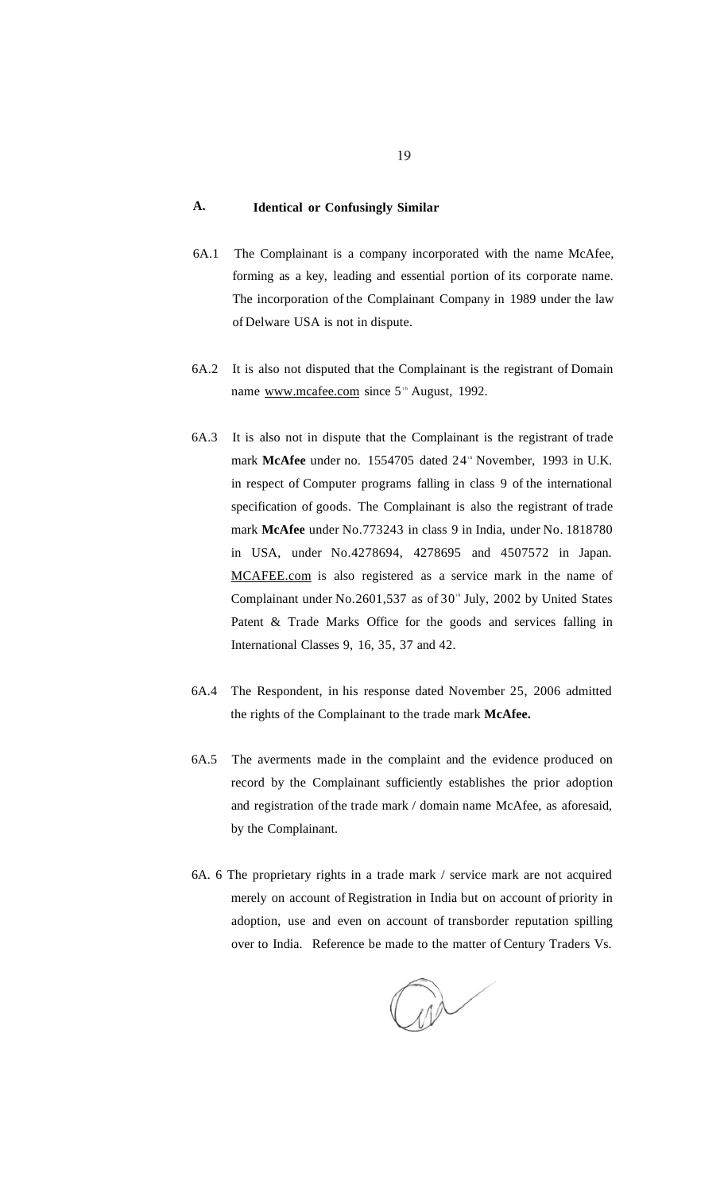## A. Identical or Confusingly Similar

6A.1 The Complainant is a company incorporated with the name McAfee, forming as a key, leading and essential portion of its corporate name. The incorporation of the Complainant Company in 1989 under the law of Delware USA is not in dispute.

6A.2 It is also not disputed that the Complainant is the registrant of Domain name www.mcafee.com since 5th August, 1992.

6A.3 It is also not in dispute that the Complainant is the registrant of trade mark **McAfee** under no. 1554705 dated 24th November, 1993 in U.K. in respect of Computer programs falling in class 9 of the international specification of goods. The Complainant is also the registrant of trade mark **McAfee** under No.773243 in class 9 in India, under No. 1818780 in USA, under No.4278694, 4278695 and 4507572 in Japan. MCAFEE.com is also registered as a service mark in the name of Complainant under No.2601,537 as of 30th July, 2002 by United States Patent & Trade Marks Office for the goods and services falling in International Classes 9, 16, 35, 37 and 42.

6A.4 The Respondent, in his response dated November 25, 2006 admitted the rights of the Complainant to the trade mark **McAfee.**

6A.5 The averments made in the complaint and the evidence produced on record by the Complainant sufficiently establishes the prior adoption and registration of the trade mark / domain name McAfee, as aforesaid, by the Complainant.

6A. 6 The proprietary rights in a trade mark / service mark are not acquired merely on account of Registration in India but on account of priority in adoption, use and even on account of transborder reputation spilling over to India. Reference be made to the matter of Century Traders Vs.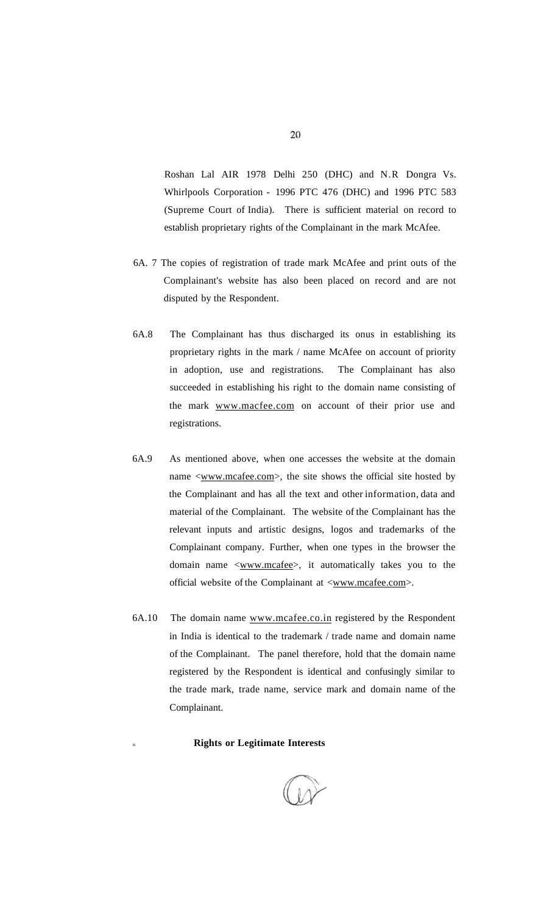Roshan Lal AIR 1978 Delhi 250 (DHC) and N.R Dongra Vs. Whirlpools Corporation - 1996 PTC 476 (DHC) and 1996 PTC 583 (Supreme Court of India). There is sufficient material on record to establish proprietary rights of the Complainant in the mark McAfee.

6A. 7 The copies of registration of trade mark McAfee and print outs of the Complainant's website has also been placed on record and are not disputed by the Respondent.

6A.8 The Complainant has thus discharged its onus in establishing its proprietary rights in the mark / name McAfee on account of priority in adoption, use and registrations. The Complainant has also succeeded in establishing his right to the domain name consisting of the mark www.macfee.com on account of their prior use and registrations.

6A.9 As mentioned above, when one accesses the website at the domain name <www.mcafee.com>, the site shows the official site hosted by the Complainant and has all the text and other information, data and material of the Complainant. The website of the Complainant has the relevant inputs and artistic designs, logos and trademarks of the Complainant company. Further, when one types in the browser the domain name <www.mcafee>, it automatically takes you to the official website of the Complainant at <www.mcafee.com>.

6A.10 The domain name www.mcafee.co.in registered by the Respondent in India is identical to the trademark / trade name and domain name of the Complainant. The panel therefore, hold that the domain name registered by the Respondent is identical and confusingly similar to the trade mark, trade name, service mark and domain name of the Complainant.

B. **Rights or Legitimate Interests**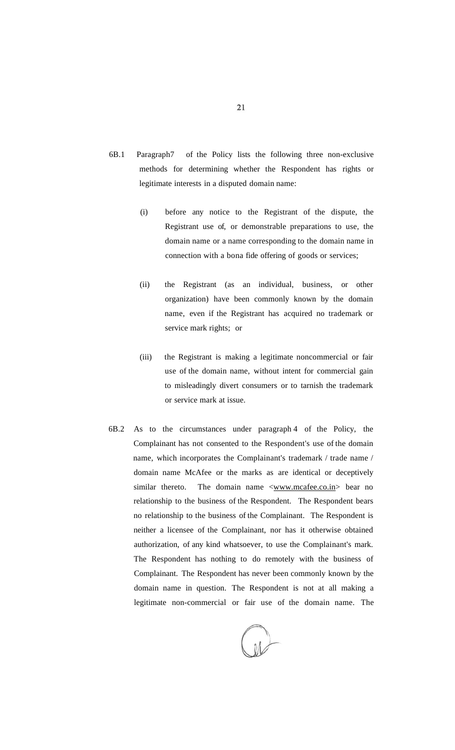6B.1 Paragraph7 of the Policy lists the following three non-exclusive methods for determining whether the Respondent has rights or legitimate interests in a disputed domain name:

(i) before any notice to the Registrant of the dispute, the Registrant use of, or demonstrable preparations to use, the domain name or a name corresponding to the domain name in connection with a bona fide offering of goods or services;

(ii) the Registrant (as an individual, business, or other organization) have been commonly known by the domain name, even if the Registrant has acquired no trademark or service mark rights; or

(iii) the Registrant is making a legitimate noncommercial or fair use of the domain name, without intent for commercial gain to misleadingly divert consumers or to tarnish the trademark or service mark at issue.

6B.2 As to the circumstances under paragraph 4 of the Policy, the Complainant has not consented to the Respondent's use of the domain name, which incorporates the Complainant's trademark / trade name / domain name McAfee or the marks as are identical or deceptively similar thereto. The domain name <www.mcafee.co.in> bear no relationship to the business of the Respondent. The Respondent bears no relationship to the business of the Complainant. The Respondent is neither a licensee of the Complainant, nor has it otherwise obtained authorization, of any kind whatsoever, to use the Complainant's mark. The Respondent has nothing to do remotely with the business of Complainant. The Respondent has never been commonly known by the domain name in question. The Respondent is not at all making a legitimate non-commercial or fair use of the domain name. The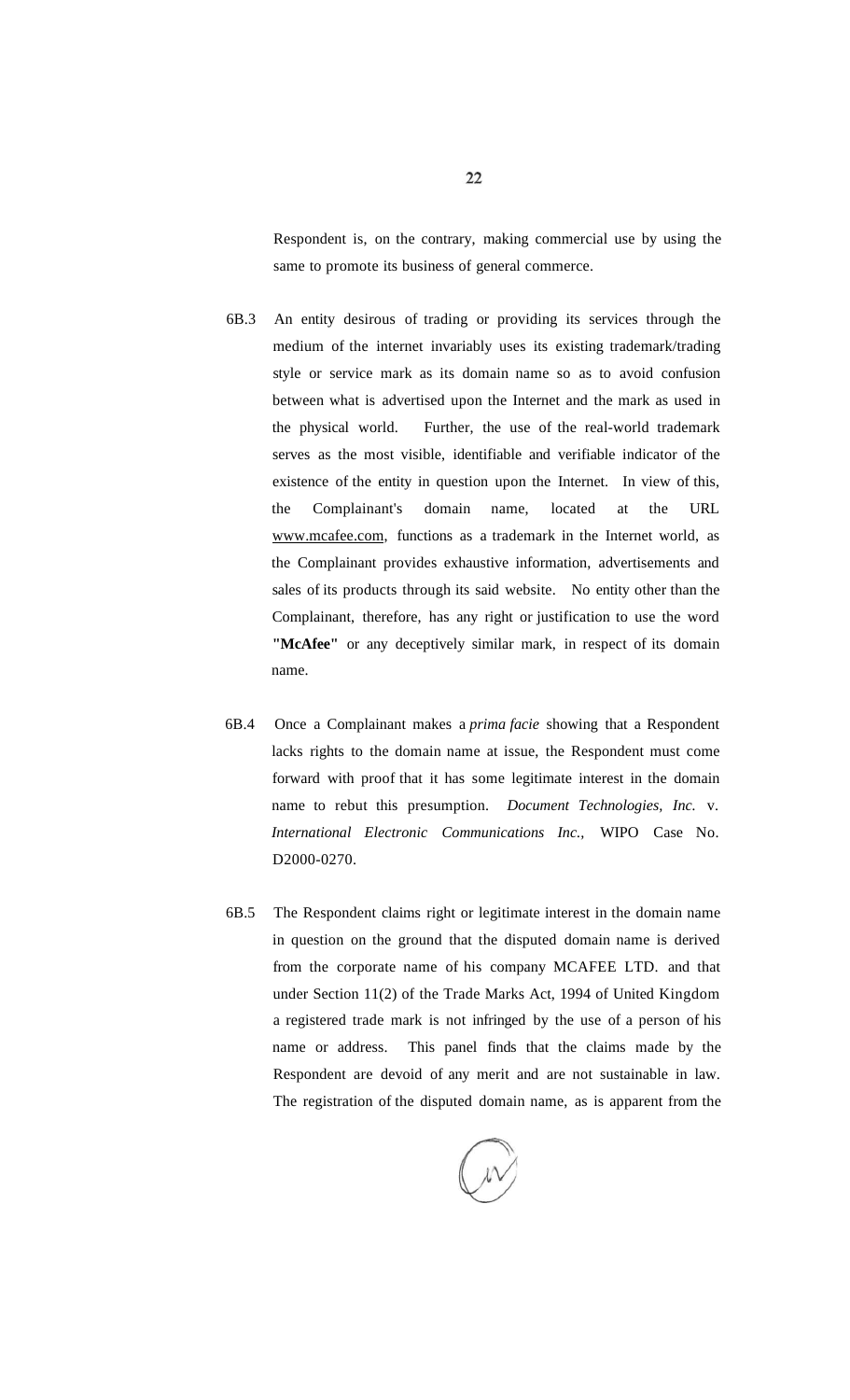Respondent is, on the contrary, making commercial use by using the same to promote its business of general commerce.

6B.3 An entity desirous of trading or providing its services through the medium of the internet invariably uses its existing trademark/trading style or service mark as its domain name so as to avoid confusion between what is advertised upon the Internet and the mark as used in the physical world. Further, the use of the real-world trademark serves as the most visible, identifiable and verifiable indicator of the existence of the entity in question upon the Internet. In view of this, the Complainant's domain name, located at the URL www.mcafee.com, functions as a trademark in the Internet world, as the Complainant provides exhaustive information, advertisements and sales of its products through its said website. No entity other than the Complainant, therefore, has any right or justification to use the word **"McAfee"** or any deceptively similar mark, in respect of its domain name.

6B.4 Once a Complainant makes a *prima facie* showing that a Respondent lacks rights to the domain name at issue, the Respondent must come forward with proof that it has some legitimate interest in the domain name to rebut this presumption. *Document Technologies, Inc.* v. *International Electronic Communications Inc.*, WIPO Case No. D2000-0270.

6B.5 The Respondent claims right or legitimate interest in the domain name in question on the ground that the disputed domain name is derived from the corporate name of his company MCAFEE LTD. and that under Section 11(2) of the Trade Marks Act, 1994 of United Kingdom a registered trade mark is not infringed by the use of a person of his name or address. This panel finds that the claims made by the Respondent are devoid of any merit and are not sustainable in law. The registration of the disputed domain name, as is apparent from the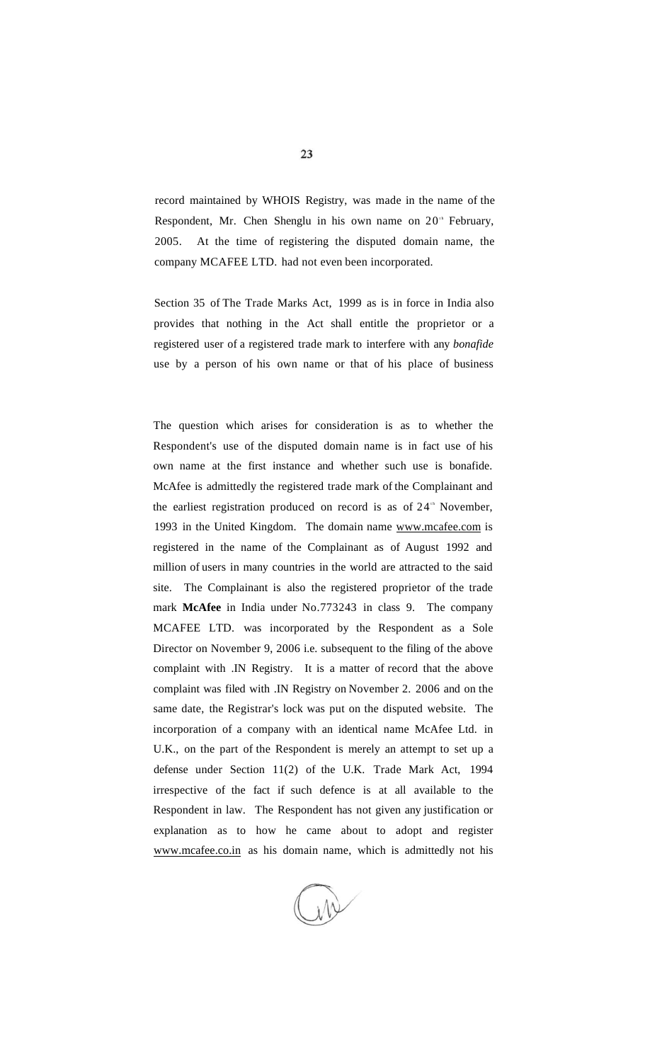record maintained by WHOIS Registry, was made in the name of the Respondent, Mr. Chen Shenglu in his own name on 20th February, 2005. At the time of registering the disputed domain name, the company MCAFEE LTD. had not even been incorporated.

Section 35 of The Trade Marks Act, 1999 as is in force in India also provides that nothing in the Act shall entitle the proprietor or a registered user of a registered trade mark to interfere with any *bonafide* use by a person of his own name or that of his place of business

The question which arises for consideration is as to whether the Respondent's use of the disputed domain name is in fact use of his own name at the first instance and whether such use is bonafide. McAfee is admittedly the registered trade mark of the Complainant and the earliest registration produced on record is as of 24th November, 1993 in the United Kingdom. The domain name www.mcafee.com is registered in the name of the Complainant as of August 1992 and million of users in many countries in the world are attracted to the said site. The Complainant is also the registered proprietor of the trade mark **McAfee** in India under No.773243 in class 9. The company MCAFEE LTD. was incorporated by the Respondent as a Sole Director on November 9, 2006 i.e. subsequent to the filing of the above complaint with .IN Registry. It is a matter of record that the above complaint was filed with .IN Registry on November 2. 2006 and on the same date, the Registrar's lock was put on the disputed website. The incorporation of a company with an identical name McAfee Ltd. in U.K., on the part of the Respondent is merely an attempt to set up a defense under Section 11(2) of the U.K. Trade Mark Act, 1994 irrespective of the fact if such defence is at all available to the Respondent in law. The Respondent has not given any justification or explanation as to how he came about to adopt and register www.mcafee.co.in as his domain name, which is admittedly not his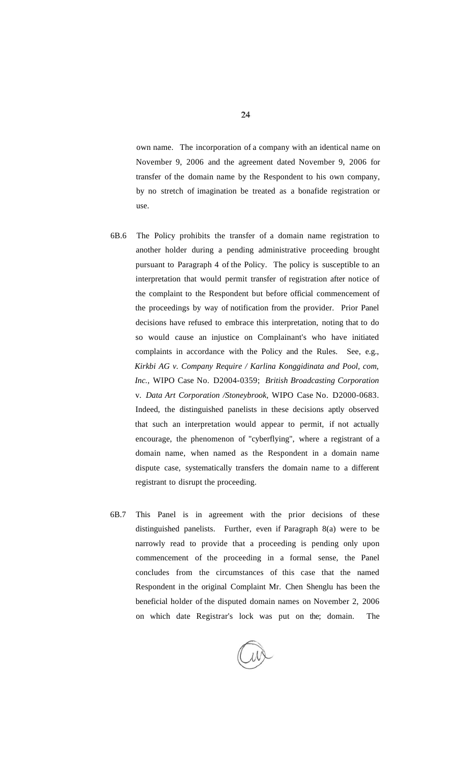own name. The incorporation of a company with an identical name on November 9, 2006 and the agreement dated November 9, 2006 for transfer of the domain name by the Respondent to his own company, by no stretch of imagination be treated as a bonafide registration or use.

6B.6 The Policy prohibits the transfer of a domain name registration to another holder during a pending administrative proceeding brought pursuant to Paragraph 4 of the Policy. The policy is susceptible to an interpretation that would permit transfer of registration after notice of the complaint to the Respondent but before official commencement of the proceedings by way of notification from the provider. Prior Panel decisions have refused to embrace this interpretation, noting that to do so would cause an injustice on Complainant's who have initiated complaints in accordance with the Policy and the Rules. See, e.g., *Kirkbi AG v. Company Require / Karlina Konggidinata and Pool, com, Inc.*, WIPO Case No. D2004-0359; *British Broadcasting Corporation* v. *Data Art Corporation /Stoneybrook*, WIPO Case No. D2000-0683. Indeed, the distinguished panelists in these decisions aptly observed that such an interpretation would appear to permit, if not actually encourage, the phenomenon of "cyberflying", where a registrant of a domain name, when named as the Respondent in a domain name dispute case, systematically transfers the domain name to a different registrant to disrupt the proceeding.

6B.7 This Panel is in agreement with the prior decisions of these distinguished panelists. Further, even if Paragraph 8(a) were to be narrowly read to provide that a proceeding is pending only upon commencement of the proceeding in a formal sense, the Panel concludes from the circumstances of this case that the named Respondent in the original Complaint Mr. Chen Shenglu has been the beneficial holder of the disputed domain names on November 2, 2006 on which date Registrar's lock was put on the; domain. The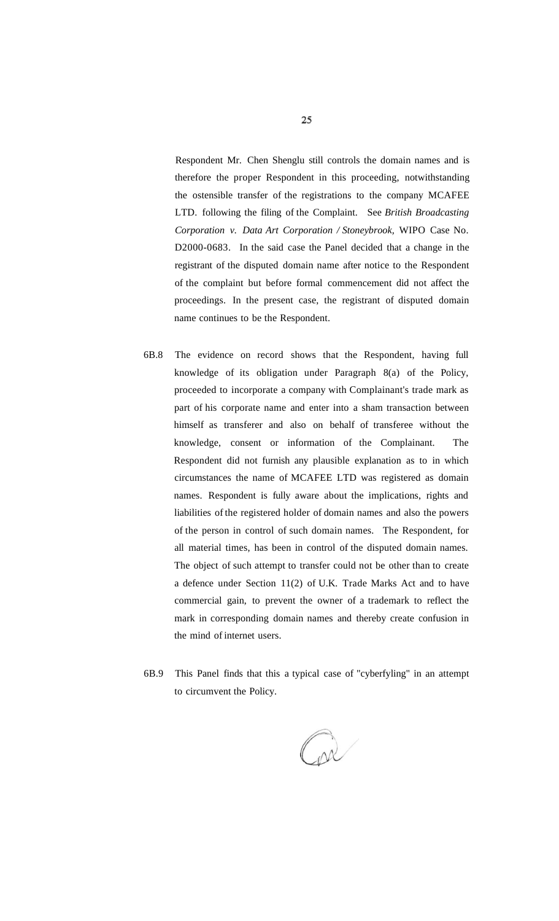Respondent Mr. Chen Shenglu still controls the domain names and is therefore the proper Respondent in this proceeding, notwithstanding the ostensible transfer of the registrations to the company MCAFEE LTD. following the filing of the Complaint. See *British Broadcasting Corporation v. Data Art Corporation / Stoneybrook*, WIPO Case No. D2000-0683. In the said case the Panel decided that a change in the registrant of the disputed domain name after notice to the Respondent of the complaint but before formal commencement did not affect the proceedings. In the present case, the registrant of disputed domain name continues to be the Respondent.

6B.8 The evidence on record shows that the Respondent, having full knowledge of its obligation under Paragraph 8(a) of the Policy, proceeded to incorporate a company with Complainant's trade mark as part of his corporate name and enter into a sham transaction between himself as transferer and also on behalf of transferee without the knowledge, consent or information of the Complainant. The Respondent did not furnish any plausible explanation as to in which circumstances the name of MCAFEE LTD was registered as domain names. Respondent is fully aware about the implications, rights and liabilities of the registered holder of domain names and also the powers of the person in control of such domain names. The Respondent, for all material times, has been in control of the disputed domain names. The object of such attempt to transfer could not be other than to create a defence under Section 11(2) of U.K. Trade Marks Act and to have commercial gain, to prevent the owner of a trademark to reflect the mark in corresponding domain names and thereby create confusion in the mind of internet users.

6B.9 This Panel finds that this a typical case of "cyberfyling" in an attempt to circumvent the Policy.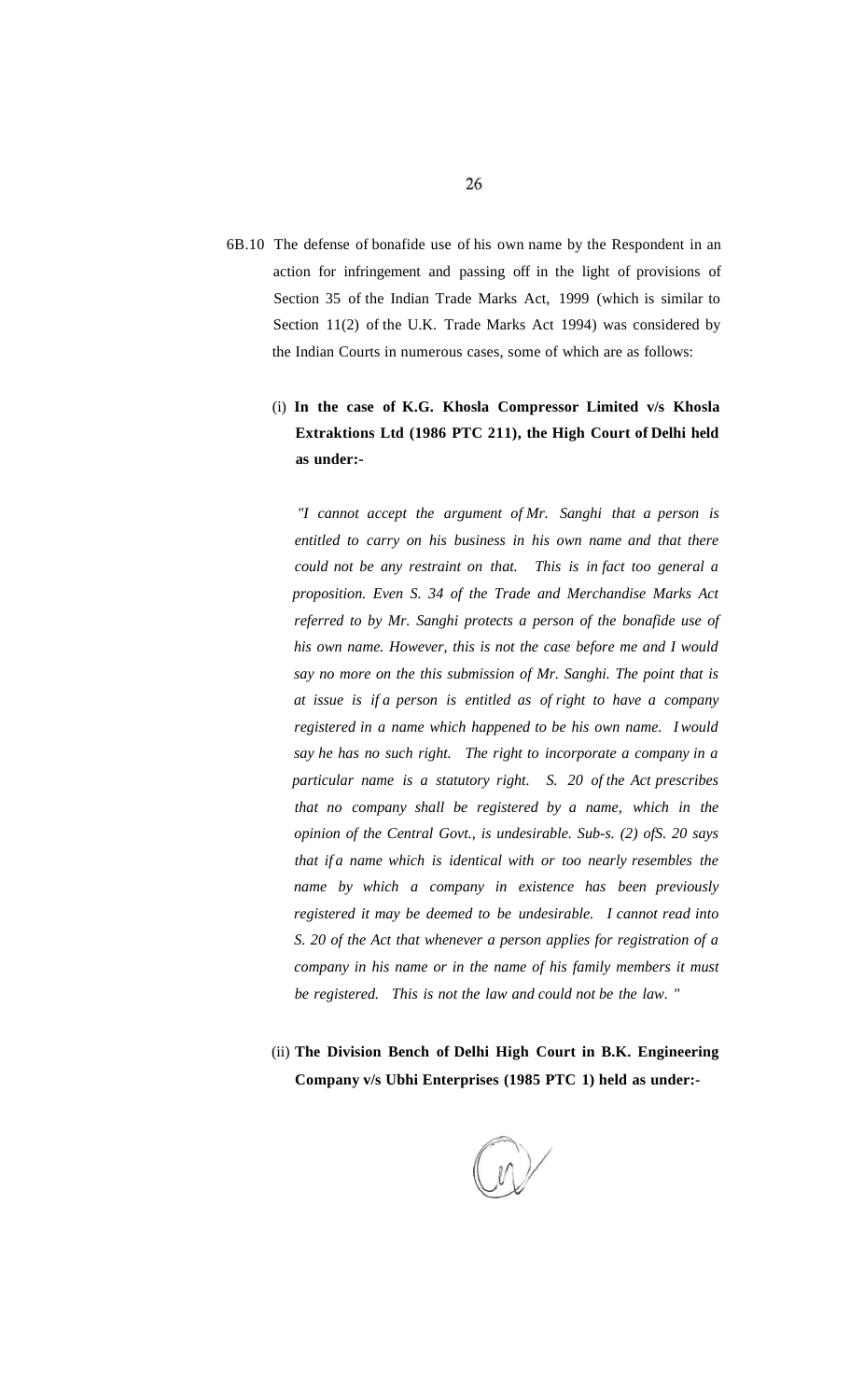6B.10 The defense of bonafide use of his own name by the Respondent in an action for infringement and passing off in the light of provisions of Section 35 of the Indian Trade Marks Act, 1999 (which is similar to Section 11(2) of the U.K. Trade Marks Act 1994) was considered by the Indian Courts in numerous cases, some of which are as follows:

(i) **In the case of K.G. Khosla Compressor Limited v/s Khosla Extraktions Ltd (1986 PTC 211), the High Court of Delhi held as under:-**

*"I cannot accept the argument of Mr. Sanghi that a person is entitled to carry on his business in his own name and that there could not be any restraint on that. This is in fact too general a proposition. Even S. 34 of the Trade and Merchandise Marks Act referred to by Mr. Sanghi protects a person of the bonafide use of his own name. However, this is not the case before me and I would say no more on the this submission of Mr. Sanghi. The point that is at issue is if a person is entitled as of right to have a company registered in a name which happened to be his own name. I would say he has no such right. The right to incorporate a company in a particular name is a statutory right. S. 20 of the Act prescribes that no company shall be registered by a name, which in the opinion of the Central Govt., is undesirable. Sub-s. (2) ofS. 20 says that if a name which is identical with or too nearly resembles the name by which a company in existence has been previously registered it may be deemed to be undesirable. I cannot read into S. 20 of the Act that whenever a person applies for registration of a company in his name or in the name of his family members it must be registered. This is not the law and could not be the law."*

(ii) **The Division Bench of Delhi High Court in B.K. Engineering Company v/s Ubhi Enterprises (1985 PTC 1) held as under:-**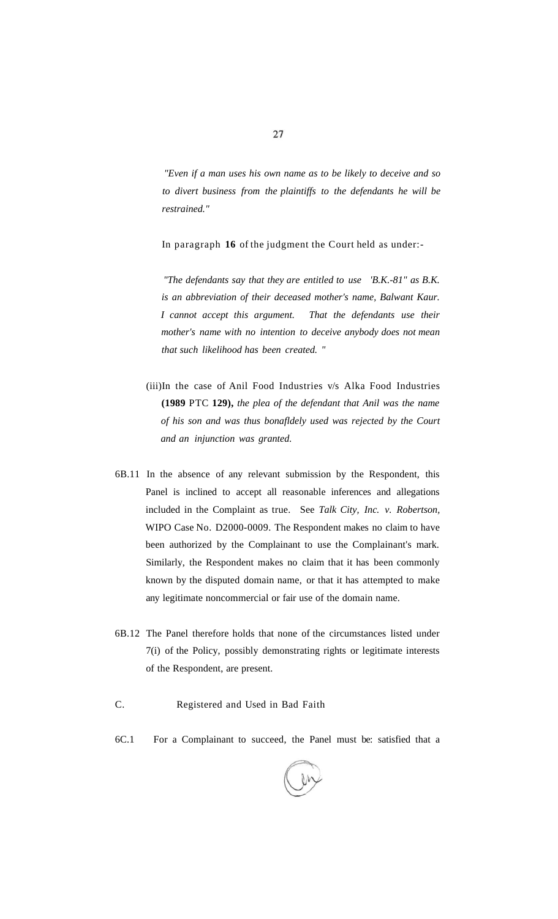*"Even if a man uses his own name as to be likely to deceive and so to divert business from the plaintiffs to the defendants he will be restrained."*

In paragraph **16** of the judgment the Court held as under:-

*"The defendants say that they are entitled to use 'B.K.-81" as B.K. is an abbreviation of their deceased mother's name, Balwant Kaur. I cannot accept this argument. That the defendants use their mother's name with no intention to deceive anybody does not mean that such likelihood has been created. "*

(iii)In the case of Anil Food Industries v/s Alka Food Industries **(1989** PTC **129),** *the plea of the defendant that Anil was the name of his son and was thus bonafldely used was rejected by the Court and an injunction was granted.*

6B.11 In the absence of any relevant submission by the Respondent, this Panel is inclined to accept all reasonable inferences and allegations included in the Complaint as true. See *Talk City, Inc. v. Robertson,* WIPO Case No. D2000-0009. The Respondent makes no claim to have been authorized by the Complainant to use the Complainant's mark. Similarly, the Respondent makes no claim that it has been commonly known by the disputed domain name, or that it has attempted to make any legitimate noncommercial or fair use of the domain name.

6B.12 The Panel therefore holds that none of the circumstances listed under 7(i) of the Policy, possibly demonstrating rights or legitimate interests of the Respondent, are present.

C. Registered and Used in Bad Faith

6C.1 For a Complainant to succeed, the Panel must be: satisfied that a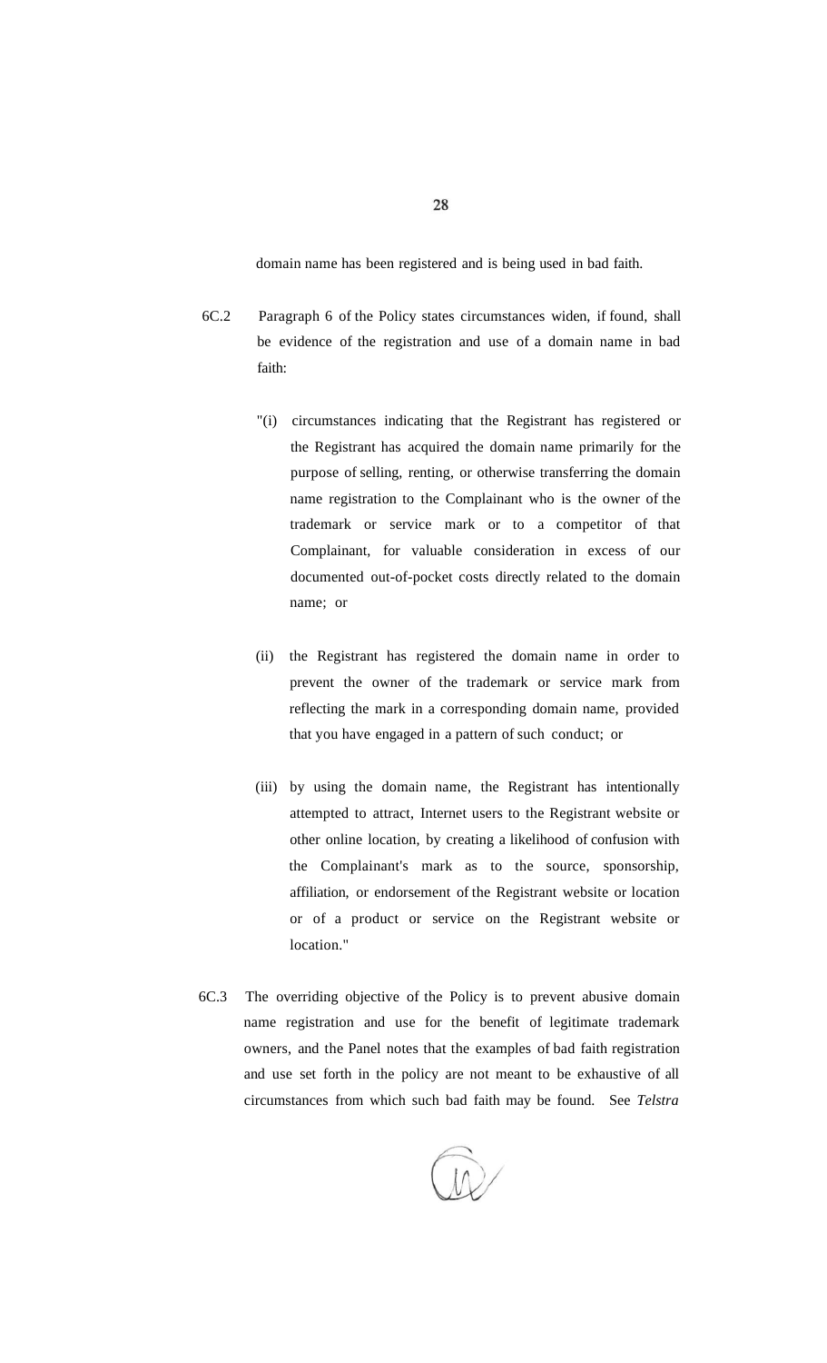domain name has been registered and is being used in bad faith.

6C.2 Paragraph 6 of the Policy states circumstances widen, if found, shall be evidence of the registration and use of a domain name in bad faith:

"(i) circumstances indicating that the Registrant has registered or the Registrant has acquired the domain name primarily for the purpose of selling, renting, or otherwise transferring the domain name registration to the Complainant who is the owner of the trademark or service mark or to a competitor of that Complainant, for valuable consideration in excess of our documented out-of-pocket costs directly related to the domain name; or

(ii) the Registrant has registered the domain name in order to prevent the owner of the trademark or service mark from reflecting the mark in a corresponding domain name, provided that you have engaged in a pattern of such conduct; or

(iii) by using the domain name, the Registrant has intentionally attempted to attract, Internet users to the Registrant website or other online location, by creating a likelihood of confusion with the Complainant's mark as to the source, sponsorship, affiliation, or endorsement of the Registrant website or location or of a product or service on the Registrant website or location."

6C.3 The overriding objective of the Policy is to prevent abusive domain name registration and use for the benefit of legitimate trademark owners, and the Panel notes that the examples of bad faith registration and use set forth in the policy are not meant to be exhaustive of all circumstances from which such bad faith may be found. See *Telstra*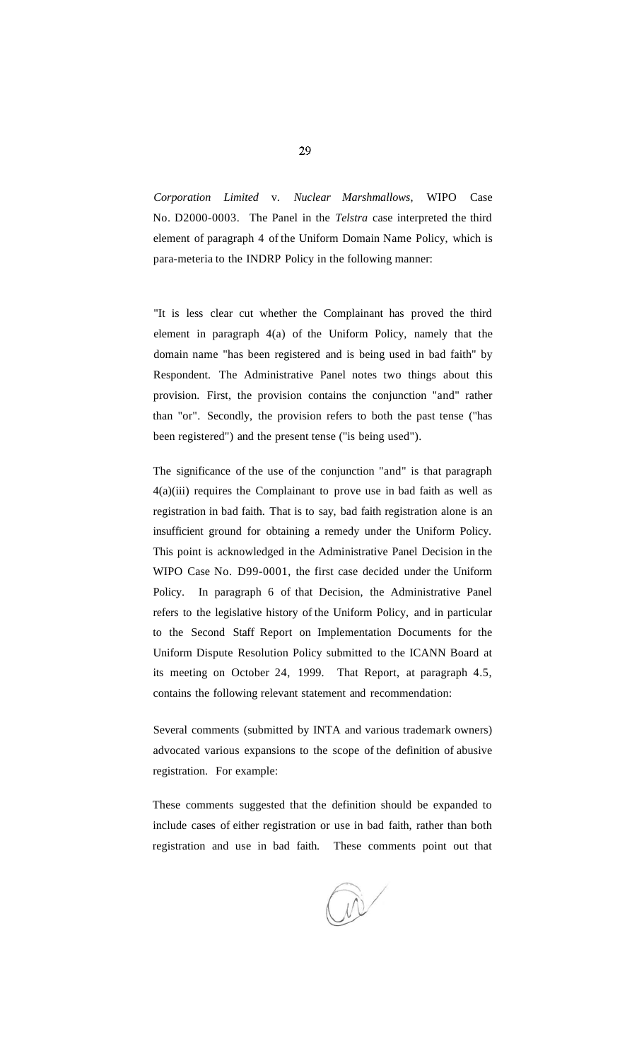*Corporation Limited* v. *Nuclear Marshmallows,* WIPO Case No. D2000-0003. The Panel in the *Telstra* case interpreted the third element of paragraph 4 of the Uniform Domain Name Policy, which is para-meteria to the INDRP Policy in the following manner:

"It is less clear cut whether the Complainant has proved the third element in paragraph 4(a) of the Uniform Policy, namely that the domain name "has been registered and is being used in bad faith" by Respondent. The Administrative Panel notes two things about this provision. First, the provision contains the conjunction "and" rather than "or". Secondly, the provision refers to both the past tense ("has been registered") and the present tense ("is being used").

The significance of the use of the conjunction "and" is that paragraph 4(a)(iii) requires the Complainant to prove use in bad faith as well as registration in bad faith. That is to say, bad faith registration alone is an insufficient ground for obtaining a remedy under the Uniform Policy. This point is acknowledged in the Administrative Panel Decision in the WIPO Case No. D99-0001, the first case decided under the Uniform Policy. In paragraph 6 of that Decision, the Administrative Panel refers to the legislative history of the Uniform Policy, and in particular to the Second Staff Report on Implementation Documents for the Uniform Dispute Resolution Policy submitted to the ICANN Board at its meeting on October 24, 1999. That Report, at paragraph 4.5, contains the following relevant statement and recommendation:

Several comments (submitted by INTA and various trademark owners) advocated various expansions to the scope of the definition of abusive registration. For example:

These comments suggested that the definition should be expanded to include cases of either registration or use in bad faith, rather than both registration and use in bad faith. These comments point out that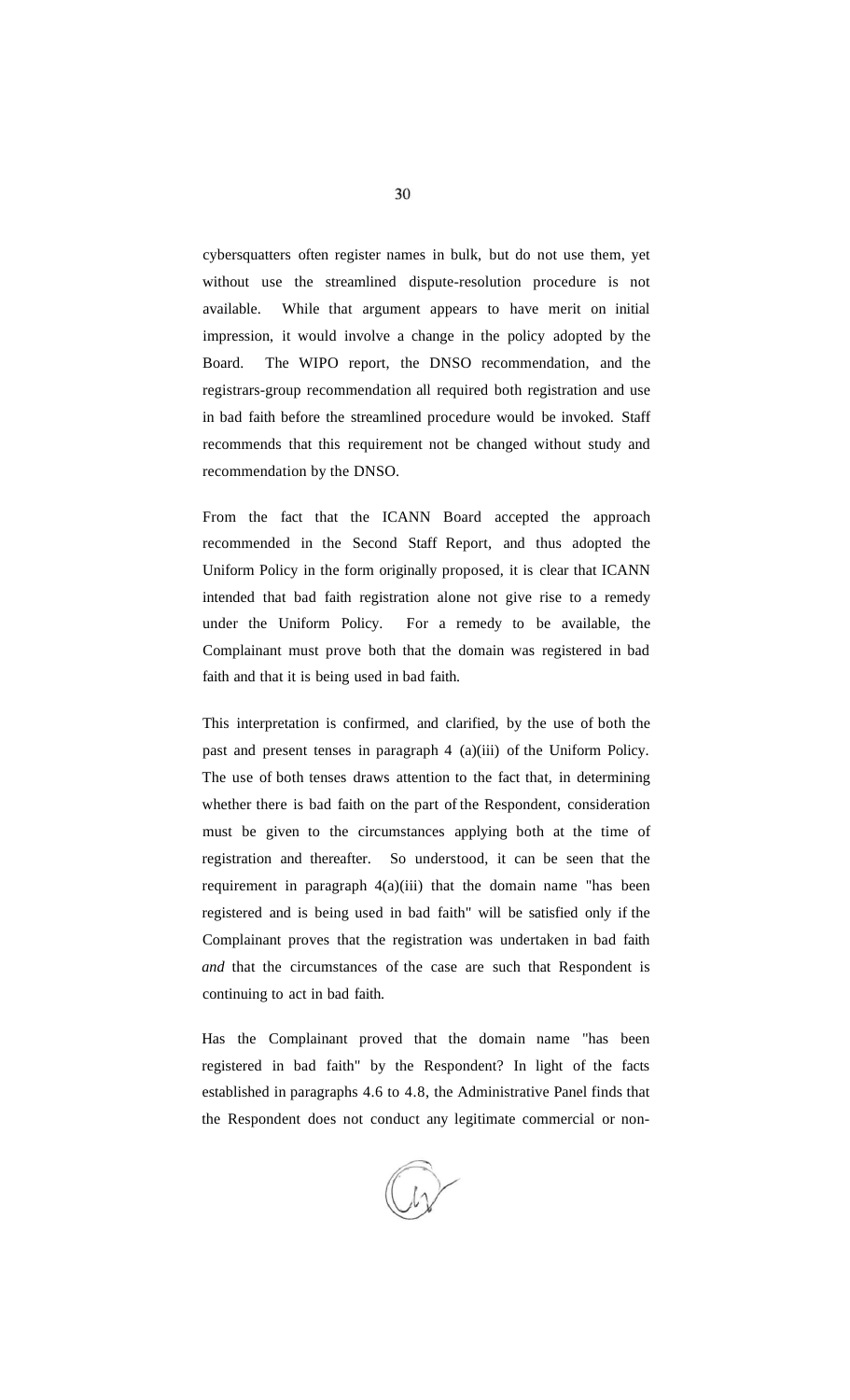cybersquatters often register names in bulk, but do not use them, yet without use the streamlined dispute-resolution procedure is not available. While that argument appears to have merit on initial impression, it would involve a change in the policy adopted by the Board. The WIPO report, the DNSO recommendation, and the registrars-group recommendation all required both registration and use in bad faith before the streamlined procedure would be invoked. Staff recommends that this requirement not be changed without study and recommendation by the DNSO.

From the fact that the ICANN Board accepted the approach recommended in the Second Staff Report, and thus adopted the Uniform Policy in the form originally proposed, it is clear that ICANN intended that bad faith registration alone not give rise to a remedy under the Uniform Policy. For a remedy to be available, the Complainant must prove both that the domain was registered in bad faith and that it is being used in bad faith.

This interpretation is confirmed, and clarified, by the use of both the past and present tenses in paragraph 4 (a)(iii) of the Uniform Policy. The use of both tenses draws attention to the fact that, in determining whether there is bad faith on the part of the Respondent, consideration must be given to the circumstances applying both at the time of registration and thereafter. So understood, it can be seen that the requirement in paragraph 4(a)(iii) that the domain name "has been registered and is being used in bad faith" will be satisfied only if the Complainant proves that the registration was undertaken in bad faith *and* that the circumstances of the case are such that Respondent is continuing to act in bad faith.

Has the Complainant proved that the domain name "has been registered in bad faith" by the Respondent? In light of the facts established in paragraphs 4.6 to 4.8, the Administrative Panel finds that the Respondent does not conduct any legitimate commercial or non-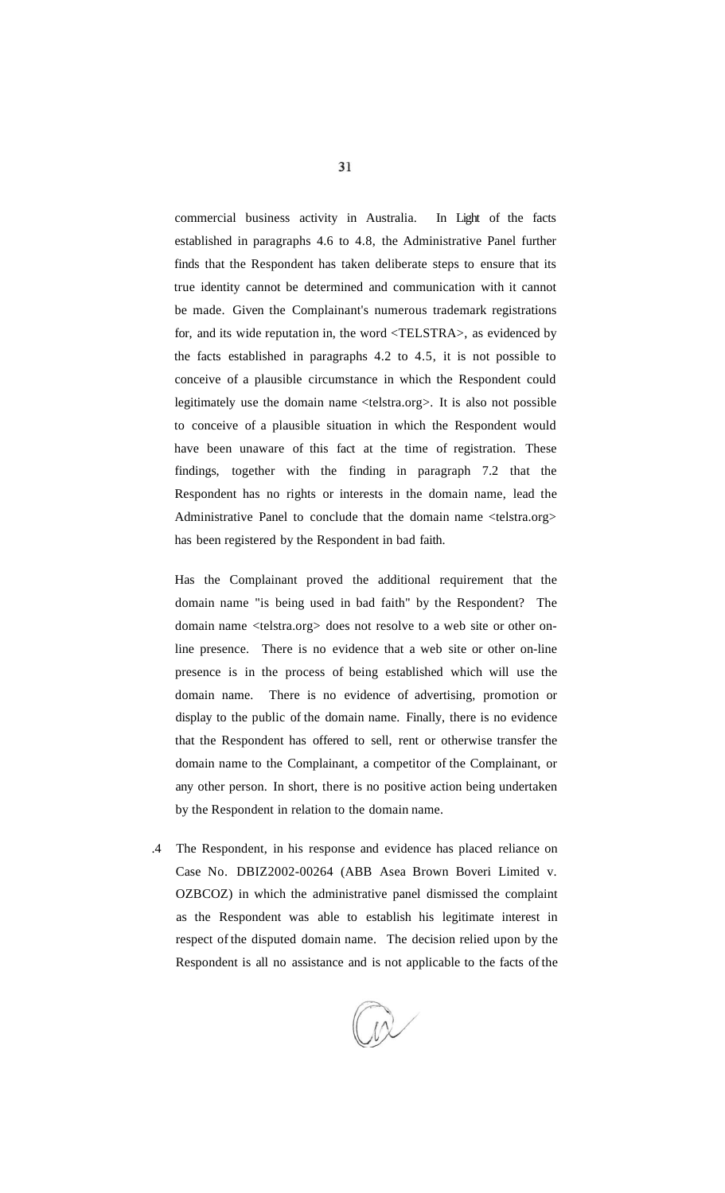commercial business activity in Australia. In Light of the facts established in paragraphs 4.6 to 4.8, the Administrative Panel further finds that the Respondent has taken deliberate steps to ensure that its true identity cannot be determined and communication with it cannot be made. Given the Complainant's numerous trademark registrations for, and its wide reputation in, the word <TELSTRA>, as evidenced by the facts established in paragraphs 4.2 to 4.5, it is not possible to conceive of a plausible circumstance in which the Respondent could legitimately use the domain name <telstra.org>. It is also not possible to conceive of a plausible situation in which the Respondent would have been unaware of this fact at the time of registration. These findings, together with the finding in paragraph 7.2 that the Respondent has no rights or interests in the domain name, lead the Administrative Panel to conclude that the domain name <telstra.org> has been registered by the Respondent in bad faith.

Has the Complainant proved the additional requirement that the domain name "is being used in bad faith" by the Respondent? The domain name <telstra.org> does not resolve to a web site or other on-line presence. There is no evidence that a web site or other on-line presence is in the process of being established which will use the domain name. There is no evidence of advertising, promotion or display to the public of the domain name. Finally, there is no evidence that the Respondent has offered to sell, rent or otherwise transfer the domain name to the Complainant, a competitor of the Complainant, or any other person. In short, there is no positive action being undertaken by the Respondent in relation to the domain name.

.4 The Respondent, in his response and evidence has placed reliance on Case No. DBIZ2002-00264 (ABB Asea Brown Boveri Limited v. OZBCOZ) in which the administrative panel dismissed the complaint as the Respondent was able to establish his legitimate interest in respect of the disputed domain name. The decision relied upon by the Respondent is all no assistance and is not applicable to the facts of the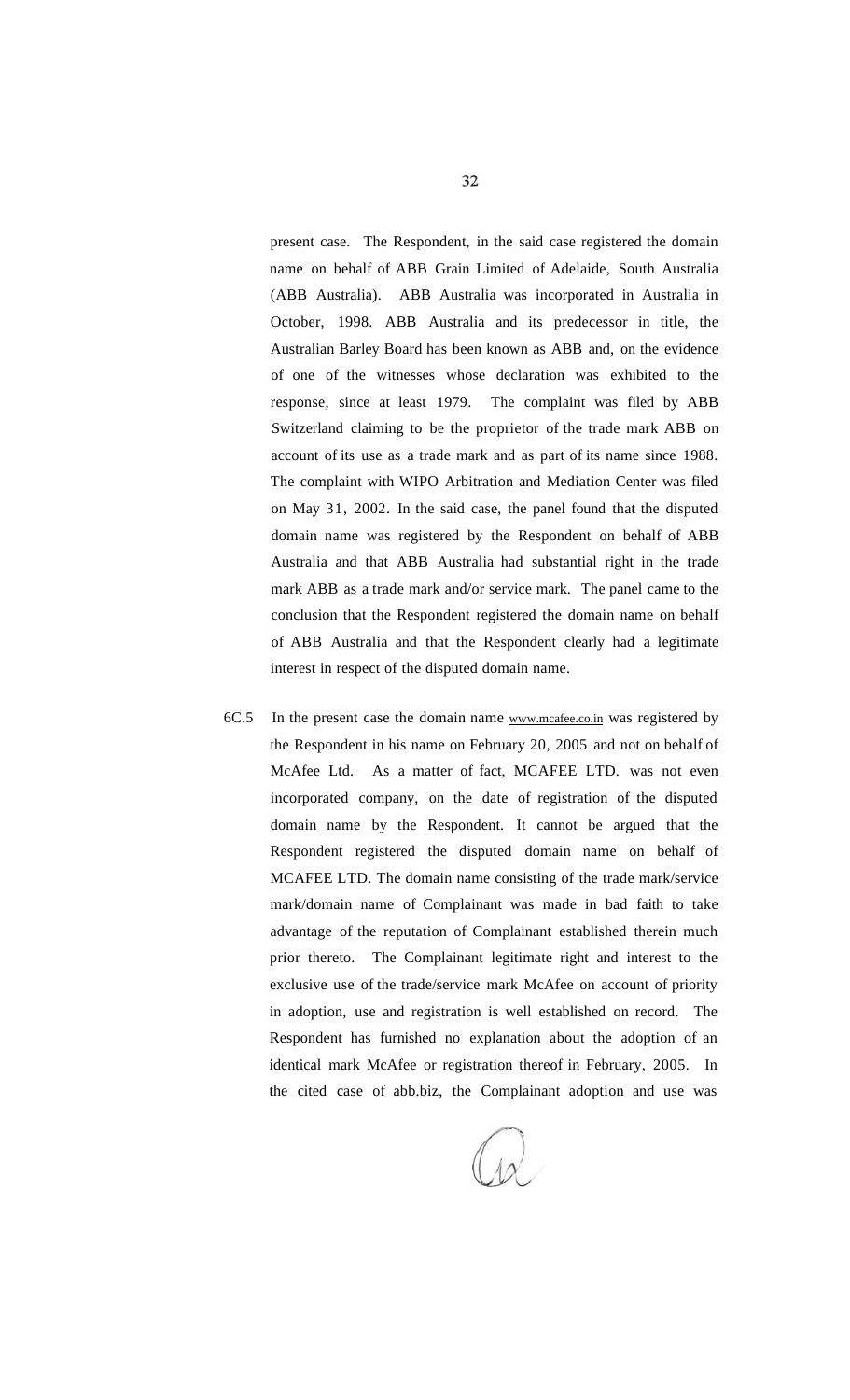present case. The Respondent, in the said case registered the domain name on behalf of ABB Grain Limited of Adelaide, South Australia (ABB Australia). ABB Australia was incorporated in Australia in October, 1998. ABB Australia and its predecessor in title, the Australian Barley Board has been known as ABB and, on the evidence of one of the witnesses whose declaration was exhibited to the response, since at least 1979. The complaint was filed by ABB Switzerland claiming to be the proprietor of the trade mark ABB on account of its use as a trade mark and as part of its name since 1988. The complaint with WIPO Arbitration and Mediation Center was filed on May 31, 2002. In the said case, the panel found that the disputed domain name was registered by the Respondent on behalf of ABB Australia and that ABB Australia had substantial right in the trade mark ABB as a trade mark and/or service mark. The panel came to the conclusion that the Respondent registered the domain name on behalf of ABB Australia and that the Respondent clearly had a legitimate interest in respect of the disputed domain name.

6C.5 In the present case the domain name www.mcafee.co.in was registered by the Respondent in his name on February 20, 2005 and not on behalf of McAfee Ltd. As a matter of fact, MCAFEE LTD. was not even incorporated company, on the date of registration of the disputed domain name by the Respondent. It cannot be argued that the Respondent registered the disputed domain name on behalf of MCAFEE LTD. The domain name consisting of the trade mark/service mark/domain name of Complainant was made in bad faith to take advantage of the reputation of Complainant established therein much prior thereto. The Complainant legitimate right and interest to the exclusive use of the trade/service mark McAfee on account of priority in adoption, use and registration is well established on record. The Respondent has furnished no explanation about the adoption of an identical mark McAfee or registration thereof in February, 2005. In the cited case of abb.biz, the Complainant adoption and use was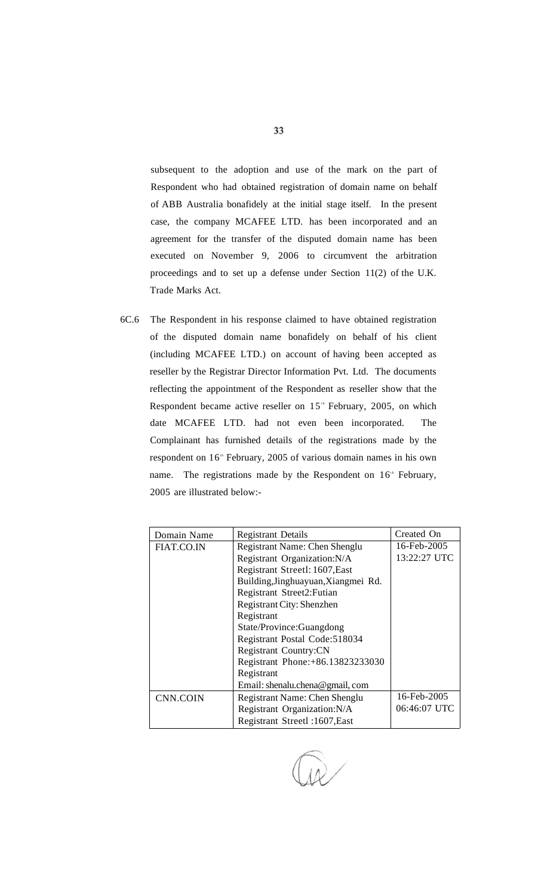subsequent to the adoption and use of the mark on the part of Respondent who had obtained registration of domain name on behalf of ABB Australia bonafidely at the initial stage itself. In the present case, the company MCAFEE LTD. has been incorporated and an agreement for the transfer of the disputed domain name has been executed on November 9, 2006 to circumvent the arbitration proceedings and to set up a defense under Section 11(2) of the U.K. Trade Marks Act.

6C.6 The Respondent in his response claimed to have obtained registration of the disputed domain name bonafidely on behalf of his client (including MCAFEE LTD.) on account of having been accepted as reseller by the Registrar Director Information Pvt. Ltd. The documents reflecting the appointment of the Respondent as reseller show that the Respondent became active reseller on 15th February, 2005, on which date MCAFEE LTD. had not even been incorporated. The Complainant has furnished details of the registrations made by the respondent on 16th February, 2005 of various domain names in his own name. The registrations made by the Respondent on 16th February, 2005 are illustrated below:-

| Domain Name | Registrant Details | Created On |
|---|---|---|
| FIAT.CO.IN | Registrant Name: Chen Shenglu<br>Registrant Organization:N/A<br>Registrant Streetl: 1607,East Building,Jinghuayuan,Xiangmei Rd.<br>Registrant Street2:Futian<br>Registrant City: Shenzhen<br>Registrant State/Province:Guangdong<br>Registrant Postal Code:518034<br>Registrant Country:CN<br>Registrant Phone:+86.13823233030<br>Registrant Email: shenalu.chena@gmail, com | 16-Feb-2005<br>13:22:27 UTC |
| CNN.COIN | Registrant Name: Chen Shenglu<br>Registrant Organization:N/A<br>Registrant Streetl :1607,East | 16-Feb-2005<br>06:46:07 UTC |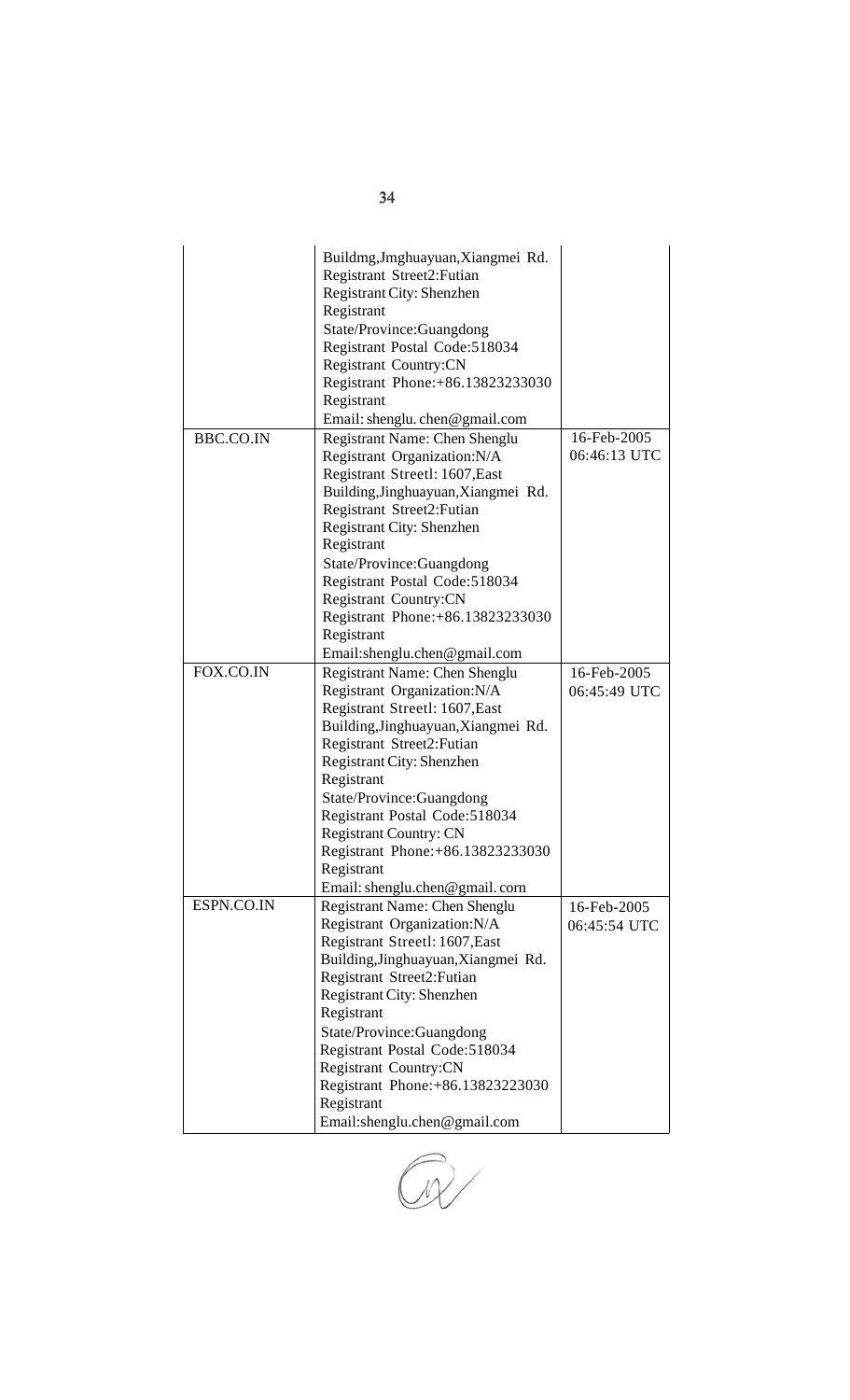| | | |
|---|---|---|
| | Buildmg,Jmghuayuan,Xiangmei Rd. Registrant Street2:Futian Registrant City: Shenzhen Registrant State/Province:Guangdong Registrant Postal Code:518034 Registrant Country:CN Registrant Phone:+86.13823233030 Registrant Email: shenglu. chen@gmail.com | |
| BBC.CO.IN | Registrant Name: Chen Shenglu Registrant Organization:N/A Registrant Streetl: 1607,East Building,Jinghuayuan,Xiangmei Rd. Registrant Street2:Futian Registrant City: Shenzhen Registrant State/Province:Guangdong Registrant Postal Code:518034 Registrant Country:CN Registrant Phone:+86.13823233030 Registrant Email:shenglu.chen@gmail.com | 16-Feb-2005 06:46:13 UTC |
| FOX.CO.IN | Registrant Name: Chen Shenglu Registrant Organization:N/A Registrant Streetl: 1607,East Building,Jinghuayuan,Xiangmei Rd. Registrant Street2:Futian Registrant City: Shenzhen Registrant State/Province:Guangdong Registrant Postal Code:518034 Registrant Country: CN Registrant Phone:+86.13823233030 Registrant Email: shenglu.chen@gmail. corn | 16-Feb-2005 06:45:49 UTC |
| ESPN.CO.IN | Registrant Name: Chen Shenglu Registrant Organization:N/A Registrant Streetl: 1607,East Building,Jinghuayuan,Xiangmei Rd. Registrant Street2:Futian Registrant City: Shenzhen Registrant State/Province:Guangdong Registrant Postal Code:518034 Registrant Country:CN Registrant Phone:+86.13823223030 Registrant Email:shenglu.chen@gmail.com | 16-Feb-2005 06:45:54 UTC |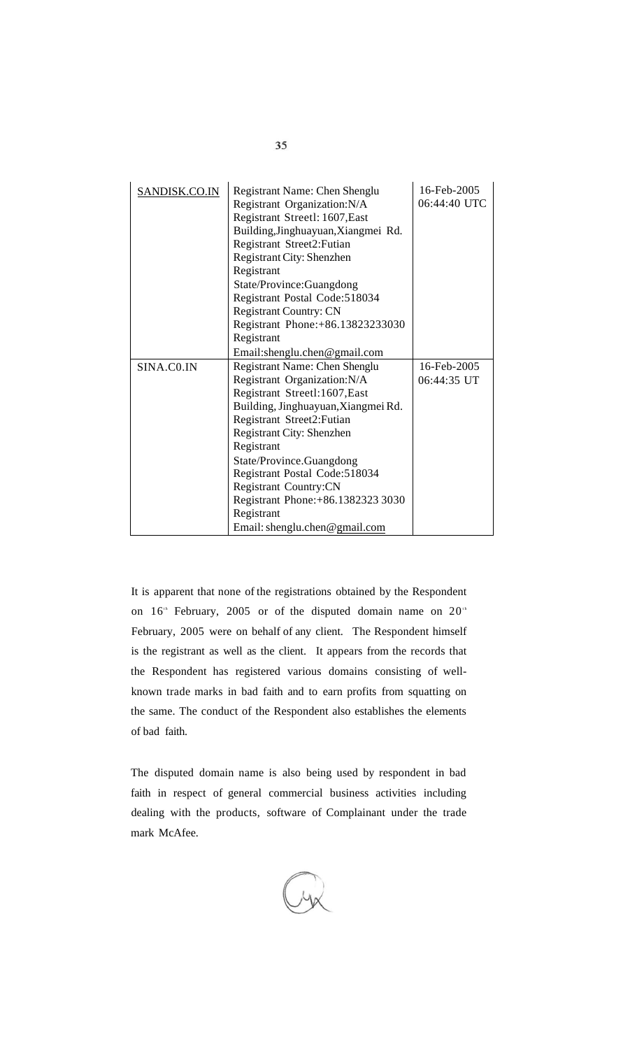| SANDISK.CO.IN | Registrant Name: Chen Shenglu<br>Registrant Organization:N/A<br>Registrant Streetl: 1607,East Building,Jinghuayuan,Xiangmei Rd.<br>Registrant Street2:Futian<br>Registrant City: Shenzhen<br>Registrant State/Province:Guangdong<br>Registrant Postal Code:518034<br>Registrant Country: CN<br>Registrant Phone:+86.13823233030<br>Registrant Email:shenglu.chen@gmail.com | 16-Feb-2005 06:44:40 UTC |
|---|---|---|
| SINA.C0.IN | Registrant Name: Chen Shenglu<br>Registrant Organization:N/A<br>Registrant Streetl:1607,East Building, Jinghuayuan, Xiangmei Rd.<br>Registrant Street2:Futian<br>Registrant City: Shenzhen<br>Registrant State/Province.Guangdong<br>Registrant Postal Code:518034<br>Registrant Country:CN<br>Registrant Phone:+86.1382323 3030<br>Registrant Email: shenglu.chen@gmail.com | 16-Feb-2005 06:44:35 UT |

It is apparent that none of the registrations obtained by the Respondent on 16th February, 2005 or of the disputed domain name on 20th February, 2005 were on behalf of any client. The Respondent himself is the registrant as well as the client. It appears from the records that the Respondent has registered various domains consisting of well-known trade marks in bad faith and to earn profits from squatting on the same. The conduct of the Respondent also establishes the elements of bad faith.

The disputed domain name is also being used by respondent in bad faith in respect of general commercial business activities including dealing with the products, software of Complainant under the trade mark McAfee.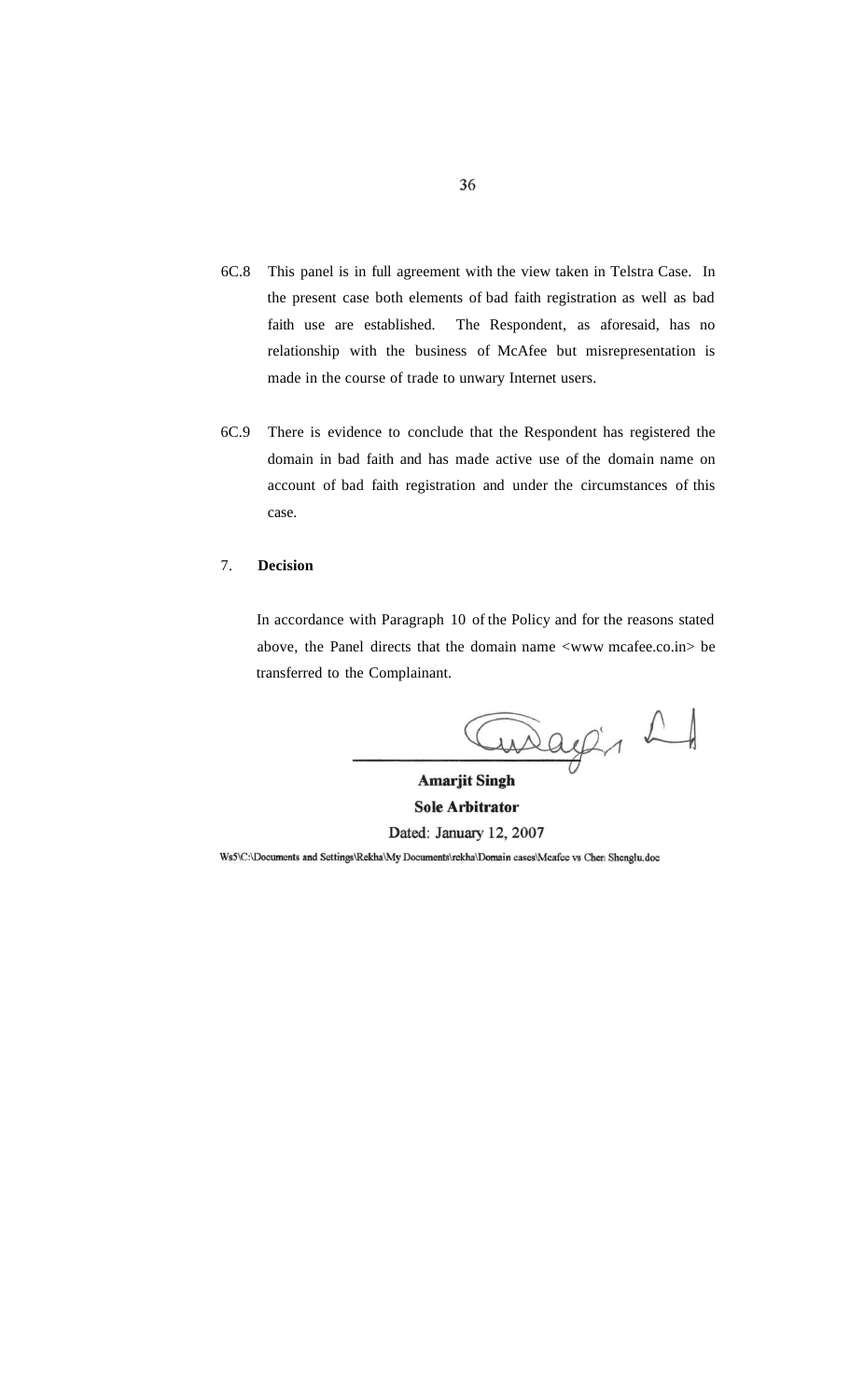6C.8 This panel is in full agreement with the view taken in Telstra Case. In the present case both elements of bad faith registration as well as bad faith use are established. The Respondent, as aforesaid, has no relationship with the business of McAfee but misrepresentation is made in the course of trade to unwary Internet users.

6C.9 There is evidence to conclude that the Respondent has registered the domain in bad faith and has made active use of the domain name on account of bad faith registration and under the circumstances of this case.

## 7. Decision

In accordance with Paragraph 10 of the Policy and for the reasons stated above, the Panel directs that the domain name <www mcafee.co.in> be transferred to the Complainant.

**Amarjit Singh**

**Sole Arbitrator**

Dated: January 12, 2007

Ws5\C:\Documents and Settings\Rekha\My Documents\rekha\Domain cases\Mcafee vs Chen Shenglu.doc